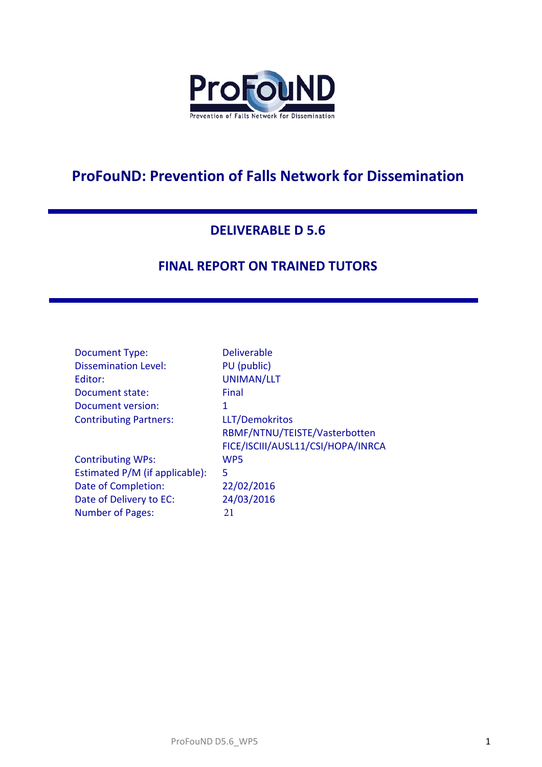ProFouND

Prevention of Falls Network for Dissemination

# ProFouND: Prevention of Falls Network for Dissemination

## DELIVERABLE D 5.6

## FINAL REPORT ON TRAINED TUTORS

| | |
|---|---|
| Document Type: | Deliverable |
| Dissemination Level: | PU (public) |
| Editor: | UNIMAN/LLT |
| Document state: | Final |
| Document version: | 1 |
| Contributing Partners: | LLT/Demokritos<br>RBMF/NTNU/TEISTE/Vasterbotten<br>FICE/ISCIII/AUSL11/CSI/HOPA/INRCA |
| Contributing WPs: | WP5 |
| Estimated P/M (if applicable): | 5 |
| Date of Completion: | 22/02/2016 |
| Date of Delivery to EC: | 24/03/2016 |
| Number of Pages: | 21 |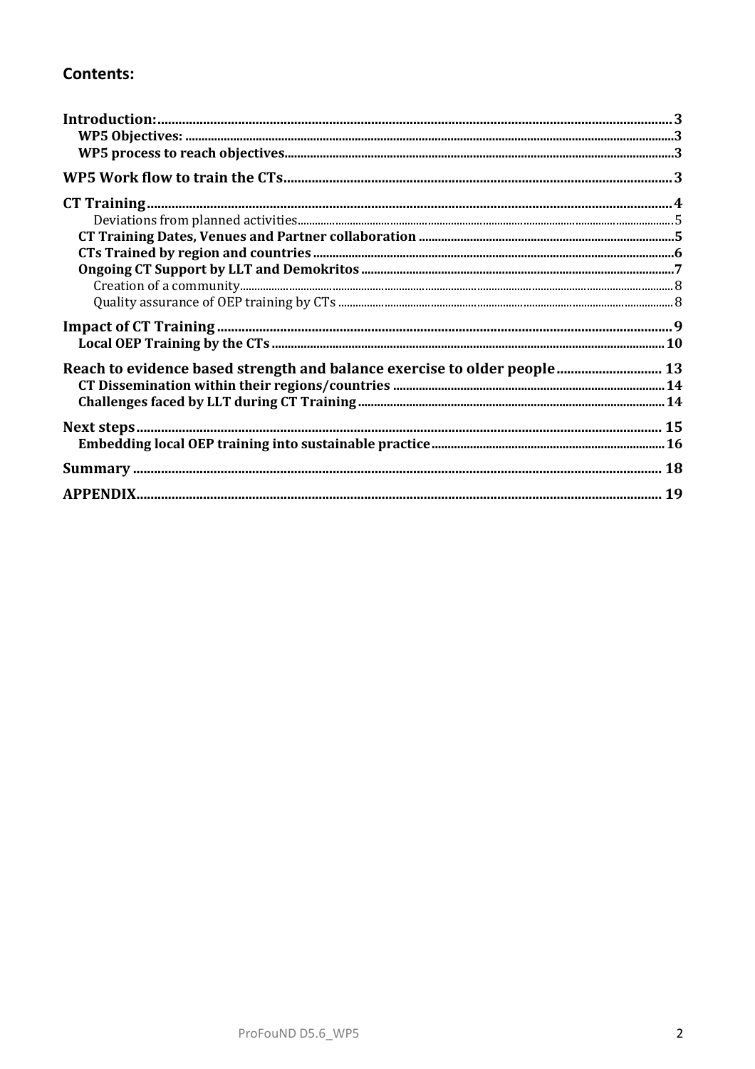## Contents:

- **Introduction:** ........ 3
  - **WP5 Objectives:** ........ 3
  - **WP5 process to reach objectives** ........ 3
- **WP5 Work flow to train the CTs** ........ 3
- **CT Training** ........ 4
  - Deviations from planned activities ........ 5
  - **CT Training Dates, Venues and Partner collaboration** ........ 5
  - **CTs Trained by region and countries** ........ 6
  - **Ongoing CT Support by LLT and Demokritos** ........ 7
    - Creation of a community ........ 8
    - Quality assurance of OEP training by CTs ........ 8
- **Impact of CT Training** ........ 9
  - **Local OEP Training by the CTs** ........ 10
- **Reach to evidence based strength and balance exercise to older people** ........ 13
  - **CT Dissemination within their regions/countries** ........ 14
  - **Challenges faced by LLT during CT Training** ........ 14
- **Next steps** ........ 15
  - **Embedding local OEP training into sustainable practice** ........ 16
- **Summary** ........ 18
- **APPENDIX** ........ 19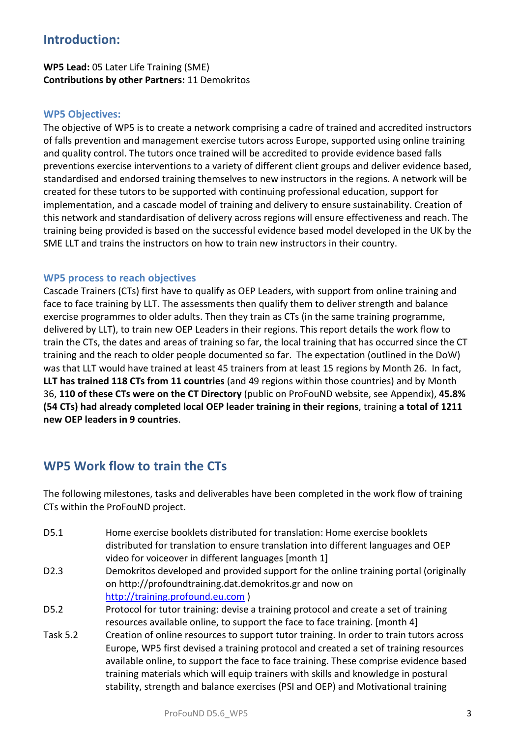## Introduction:

**WP5 Lead:** 05 Later Life Training (SME)
**Contributions by other Partners:** 11 Demokritos

### WP5 Objectives:

The objective of WP5 is to create a network comprising a cadre of trained and accredited instructors of falls prevention and management exercise tutors across Europe, supported using online training and quality control. The tutors once trained will be accredited to provide evidence based falls preventions exercise interventions to a variety of different client groups and deliver evidence based, standardised and endorsed training themselves to new instructors in the regions. A network will be created for these tutors to be supported with continuing professional education, support for implementation, and a cascade model of training and delivery to ensure sustainability. Creation of this network and standardisation of delivery across regions will ensure effectiveness and reach. The training being provided is based on the successful evidence based model developed in the UK by the SME LLT and trains the instructors on how to train new instructors in their country.

### WP5 process to reach objectives

Cascade Trainers (CTs) first have to qualify as OEP Leaders, with support from online training and face to face training by LLT. The assessments then qualify them to deliver strength and balance exercise programmes to older adults. Then they train as CTs (in the same training programme, delivered by LLT), to train new OEP Leaders in their regions. This report details the work flow to train the CTs, the dates and areas of training so far, the local training that has occurred since the CT training and the reach to older people documented so far. The expectation (outlined in the DoW) was that LLT would have trained at least 45 trainers from at least 15 regions by Month 26. In fact, **LLT has trained 118 CTs from 11 countries** (and 49 regions within those countries) and by Month 36, **110 of these CTs were on the CT Directory** (public on ProFouND website, see Appendix), **45.8% (54 CTs) had already completed local OEP leader training in their regions**, training **a total of 1211 new OEP leaders in 9 countries**.

## WP5 Work flow to train the CTs

The following milestones, tasks and deliverables have been completed in the work flow of training CTs within the ProFouND project.

D5.1 — Home exercise booklets distributed for translation: Home exercise booklets distributed for translation to ensure translation into different languages and OEP video for voiceover in different languages [month 1]

D2.3 — Demokritos developed and provided support for the online training portal (originally on http://profoundtraining.dat.demokritos.gr and now on http://training.profound.eu.com )

D5.2 — Protocol for tutor training: devise a training protocol and create a set of training resources available online, to support the face to face training. [month 4]

Task 5.2 — Creation of online resources to support tutor training. In order to train tutors across Europe, WP5 first devised a training protocol and created a set of training resources available online, to support the face to face training. These comprise evidence based training materials which will equip trainers with skills and knowledge in postural stability, strength and balance exercises (PSI and OEP) and Motivational training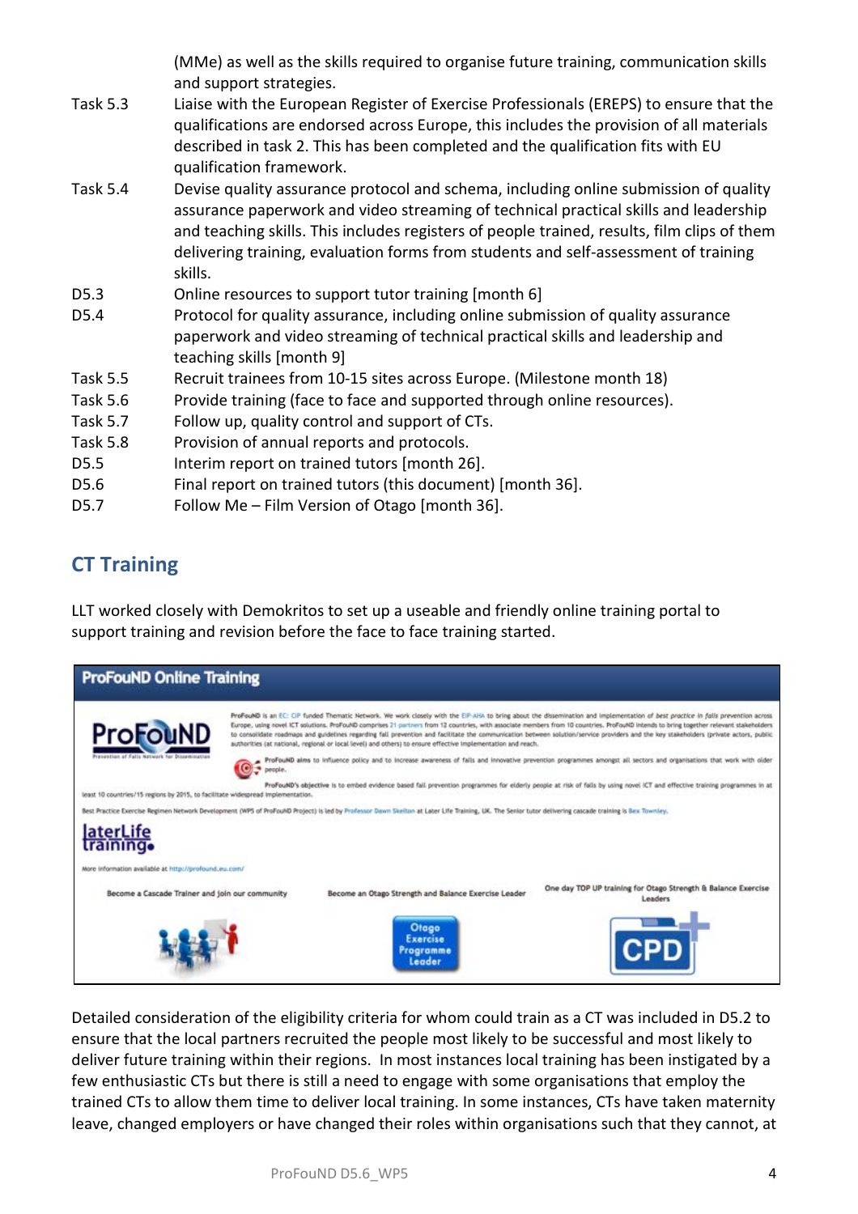(MMe) as well as the skills required to organise future training, communication skills and support strategies.

Task 5.3 Liaise with the European Register of Exercise Professionals (EREPS) to ensure that the qualifications are endorsed across Europe, this includes the provision of all materials described in task 2. This has been completed and the qualification fits with EU qualification framework.

Task 5.4 Devise quality assurance protocol and schema, including online submission of quality assurance paperwork and video streaming of technical practical skills and leadership and teaching skills. This includes registers of people trained, results, film clips of them delivering training, evaluation forms from students and self-assessment of training skills.

D5.3 Online resources to support tutor training [month 6]

D5.4 Protocol for quality assurance, including online submission of quality assurance paperwork and video streaming of technical practical skills and leadership and teaching skills [month 9]

Task 5.5 Recruit trainees from 10-15 sites across Europe. (Milestone month 18)

Task 5.6 Provide training (face to face and supported through online resources).

Task 5.7 Follow up, quality control and support of CTs.

Task 5.8 Provision of annual reports and protocols.

D5.5 Interim report on trained tutors [month 26].

D5.6 Final report on trained tutors (this document) [month 36].

D5.7 Follow Me – Film Version of Otago [month 36].

## CT Training

LLT worked closely with Demokritos to set up a useable and friendly online training portal to support training and revision before the face to face training started.

Detailed consideration of the eligibility criteria for whom could train as a CT was included in D5.2 to ensure that the local partners recruited the people most likely to be successful and most likely to deliver future training within their regions. In most instances local training has been instigated by a few enthusiastic CTs but there is still a need to engage with some organisations that employ the trained CTs to allow them time to deliver local training. In some instances, CTs have taken maternity leave, changed employers or have changed their roles within organisations such that they cannot, at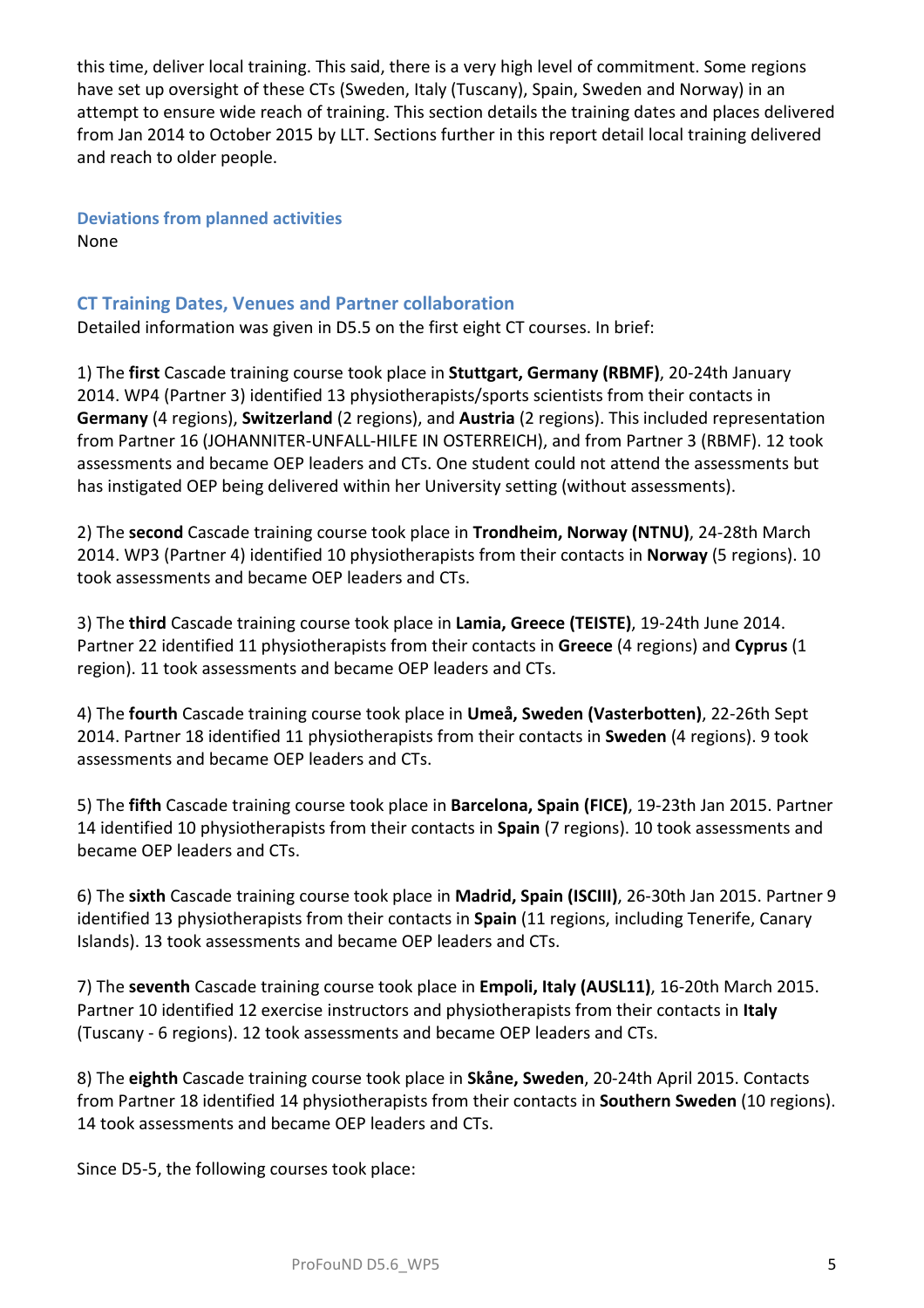this time, deliver local training. This said, there is a very high level of commitment. Some regions have set up oversight of these CTs (Sweden, Italy (Tuscany), Spain, Sweden and Norway) in an attempt to ensure wide reach of training. This section details the training dates and places delivered from Jan 2014 to October 2015 by LLT. Sections further in this report detail local training delivered and reach to older people.

### Deviations from planned activities

None

### CT Training Dates, Venues and Partner collaboration

Detailed information was given in D5.5 on the first eight CT courses. In brief:

1) The **first** Cascade training course took place in **Stuttgart, Germany (RBMF)**, 20-24th January 2014. WP4 (Partner 3) identified 13 physiotherapists/sports scientists from their contacts in **Germany** (4 regions), **Switzerland** (2 regions), and **Austria** (2 regions). This included representation from Partner 16 (JOHANNITER-UNFALL-HILFE IN OSTERREICH), and from Partner 3 (RBMF). 12 took assessments and became OEP leaders and CTs. One student could not attend the assessments but has instigated OEP being delivered within her University setting (without assessments).

2) The **second** Cascade training course took place in **Trondheim, Norway (NTNU)**, 24-28th March 2014. WP3 (Partner 4) identified 10 physiotherapists from their contacts in **Norway** (5 regions). 10 took assessments and became OEP leaders and CTs.

3) The **third** Cascade training course took place in **Lamia, Greece (TEISTE)**, 19-24th June 2014. Partner 22 identified 11 physiotherapists from their contacts in **Greece** (4 regions) and **Cyprus** (1 region). 11 took assessments and became OEP leaders and CTs.

4) The **fourth** Cascade training course took place in **Umeå, Sweden (Vasterbotten)**, 22-26th Sept 2014. Partner 18 identified 11 physiotherapists from their contacts in **Sweden** (4 regions). 9 took assessments and became OEP leaders and CTs.

5) The **fifth** Cascade training course took place in **Barcelona, Spain (FICE)**, 19-23th Jan 2015. Partner 14 identified 10 physiotherapists from their contacts in **Spain** (7 regions). 10 took assessments and became OEP leaders and CTs.

6) The **sixth** Cascade training course took place in **Madrid, Spain (ISCIII)**, 26-30th Jan 2015. Partner 9 identified 13 physiotherapists from their contacts in **Spain** (11 regions, including Tenerife, Canary Islands). 13 took assessments and became OEP leaders and CTs.

7) The **seventh** Cascade training course took place in **Empoli, Italy (AUSL11)**, 16-20th March 2015. Partner 10 identified 12 exercise instructors and physiotherapists from their contacts in **Italy** (Tuscany - 6 regions). 12 took assessments and became OEP leaders and CTs.

8) The **eighth** Cascade training course took place in **Skåne, Sweden**, 20-24th April 2015. Contacts from Partner 18 identified 14 physiotherapists from their contacts in **Southern Sweden** (10 regions). 14 took assessments and became OEP leaders and CTs.

Since D5-5, the following courses took place: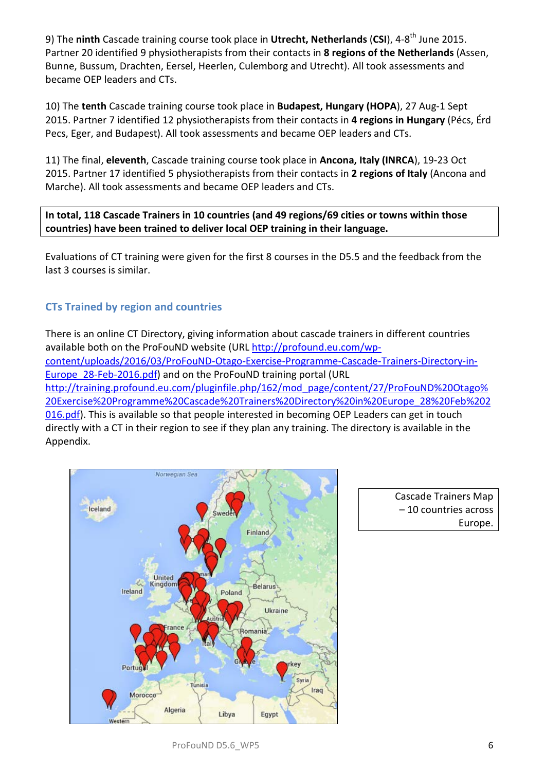9) The **ninth** Cascade training course took place in **Utrecht, Netherlands** (**CSI**), 4-8[th] June 2015. Partner 20 identified 9 physiotherapists from their contacts in **8 regions of the Netherlands** (Assen, Bunne, Bussum, Drachten, Eersel, Heerlen, Culemborg and Utrecht). All took assessments and became OEP leaders and CTs.

10) The **tenth** Cascade training course took place in **Budapest, Hungary (HOPA**), 27 Aug-1 Sept 2015. Partner 7 identified 12 physiotherapists from their contacts in **4 regions in Hungary** (Pécs, Érd Pecs, Eger, and Budapest). All took assessments and became OEP leaders and CTs.

11) The final, **eleventh**, Cascade training course took place in **Ancona, Italy (INRCA**), 19-23 Oct 2015. Partner 17 identified 5 physiotherapists from their contacts in **2 regions of Italy** (Ancona and Marche). All took assessments and became OEP leaders and CTs.

**In total, 118 Cascade Trainers in 10 countries (and 49 regions/69 cities or towns within those countries) have been trained to deliver local OEP training in their language.**

Evaluations of CT training were given for the first 8 courses in the D5.5 and the feedback from the last 3 courses is similar.

### CTs Trained by region and countries

There is an online CT Directory, giving information about cascade trainers in different countries available both on the ProFouND website (URL http://profound.eu.com/wp-content/uploads/2016/03/ProFouND-Otago-Exercise-Programme-Cascade-Trainers-Directory-in-Europe_28-Feb-2016.pdf) and on the ProFouND training portal (URL http://training.profound.eu.com/pluginfile.php/162/mod_page/content/27/ProFouND%20Otago%20Exercise%20Programme%20Cascade%20Trainers%20Directory%20in%20Europe_28%20Feb%202016.pdf). This is available so that people interested in becoming OEP Leaders can get in touch directly with a CT in their region to see if they plan any training. The directory is available in the Appendix.

Cascade Trainers Map – 10 countries across Europe.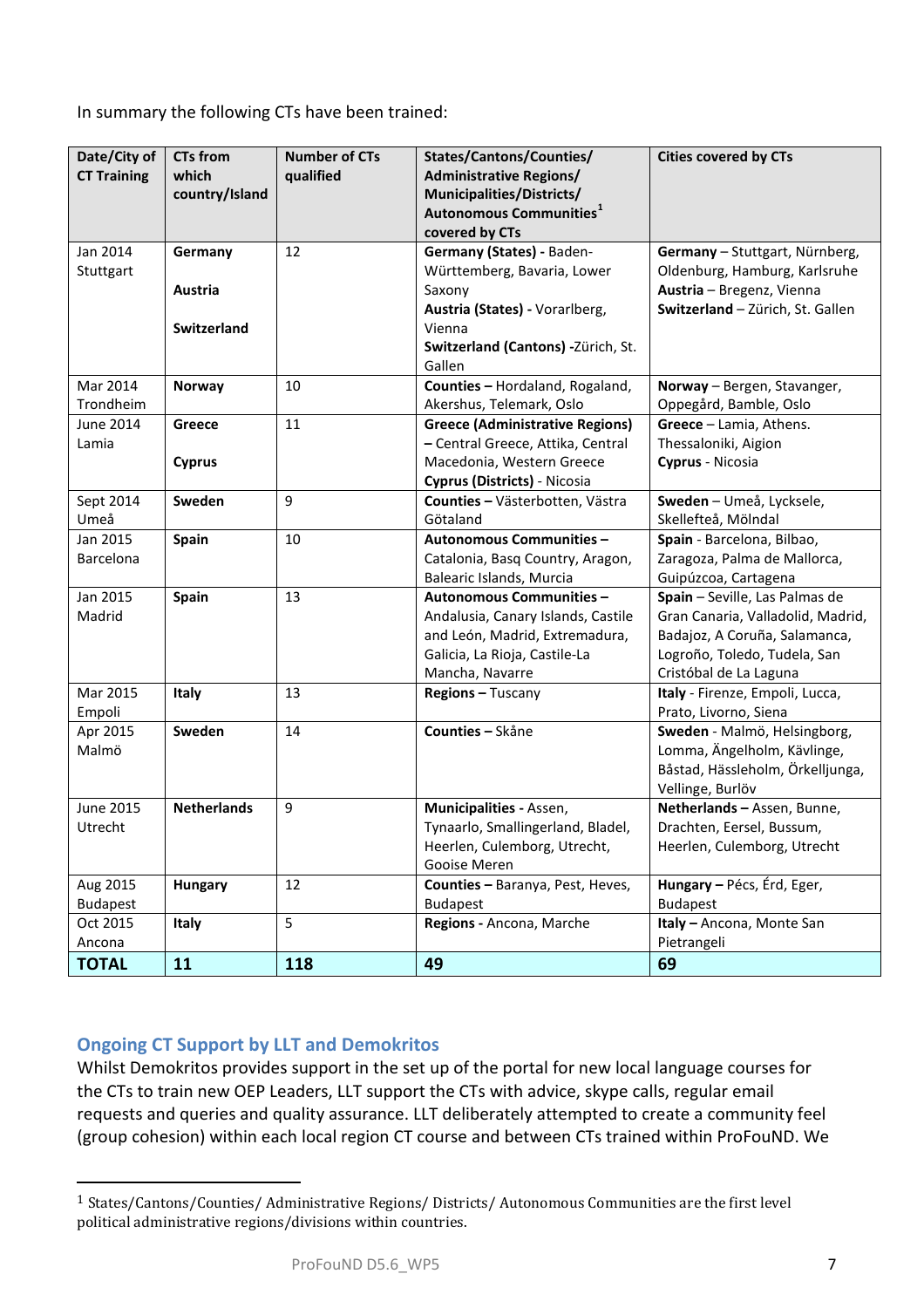In summary the following CTs have been trained:

| Date/City of CT Training | CTs from which country/Island | Number of CTs qualified | States/Cantons/Counties/ Administrative Regions/ Municipalities/Districts/ Autonomous Communities[1] covered by CTs | Cities covered by CTs |
|---|---|---|---|---|
| Jan 2014 Stuttgart | **Germany** **Austria** **Switzerland** | 12 | **Germany (States)** - Baden-Württemberg, Bavaria, Lower Saxony **Austria (States)** - Vorarlberg, Vienna **Switzerland (Cantons)** -Zürich, St. Gallen | **Germany** – Stuttgart, Nürnberg, Oldenburg, Hamburg, Karlsruhe **Austria** – Bregenz, Vienna **Switzerland** – Zürich, St. Gallen |
| Mar 2014 Trondheim | **Norway** | 10 | **Counties –** Hordaland, Rogaland, Akershus, Telemark, Oslo | **Norway** – Bergen, Stavanger, Oppegård, Bamble, Oslo |
| June 2014 Lamia | **Greece** **Cyprus** | 11 | **Greece (Administrative Regions) –** Central Greece, Attika, Central Macedonia, Western Greece **Cyprus (Districts)** - Nicosia | **Greece** – Lamia, Athens. Thessaloniki, Aigion **Cyprus** - Nicosia |
| Sept 2014 Umeå | **Sweden** | 9 | **Counties –** Västerbotten, Västra Götaland | **Sweden** – Umeå, Lycksele, Skellefteå, Mölndal |
| Jan 2015 Barcelona | **Spain** | 10 | **Autonomous Communities –** Catalonia, Basq Country, Aragon, Balearic Islands, Murcia | **Spain** - Barcelona, Bilbao, Zaragoza, Palma de Mallorca, Guipúzcoa, Cartagena |
| Jan 2015 Madrid | **Spain** | 13 | **Autonomous Communities –** Andalusia, Canary Islands, Castile and León, Madrid, Extremadura, Galicia, La Rioja, Castile-La Mancha, Navarre | **Spain** – Seville, Las Palmas de Gran Canaria, Valladolid, Madrid, Badajoz, A Coruña, Salamanca, Logroño, Toledo, Tudela, San Cristóbal de La Laguna |
| Mar 2015 Empoli | **Italy** | 13 | **Regions –** Tuscany | **Italy** - Firenze, Empoli, Lucca, Prato, Livorno, Siena |
| Apr 2015 Malmö | **Sweden** | 14 | **Counties –** Skåne | **Sweden** - Malmö, Helsingborg, Lomma, Ängelholm, Kävlinge, Båstad, Hässleholm, Örkelljunga, Vellinge, Burlöv |
| June 2015 Utrecht | **Netherlands** | 9 | **Municipalities** - Assen, Tynaarlo, Smallingerland, Bladel, Heerlen, Culemborg, Utrecht, Gooise Meren | **Netherlands –** Assen, Bunne, Drachten, Eersel, Bussum, Heerlen, Culemborg, Utrecht |
| Aug 2015 Budapest | **Hungary** | 12 | **Counties –** Baranya, Pest, Heves, Budapest | **Hungary –** Pécs, Érd, Eger, Budapest |
| Oct 2015 Ancona | **Italy** | 5 | **Regions** - Ancona, Marche | **Italy –** Ancona, Monte San Pietrangeli |
| **TOTAL** | **11** | **118** | **49** | **69** |

## Ongoing CT Support by LLT and Demokritos

Whilst Demokritos provides support in the set up of the portal for new local language courses for the CTs to train new OEP Leaders, LLT support the CTs with advice, skype calls, regular email requests and queries and quality assurance. LLT deliberately attempted to create a community feel (group cohesion) within each local region CT course and between CTs trained within ProFouND. We

[1] States/Cantons/Counties/ Administrative Regions/ Districts/ Autonomous Communities are the first level political administrative regions/divisions within countries.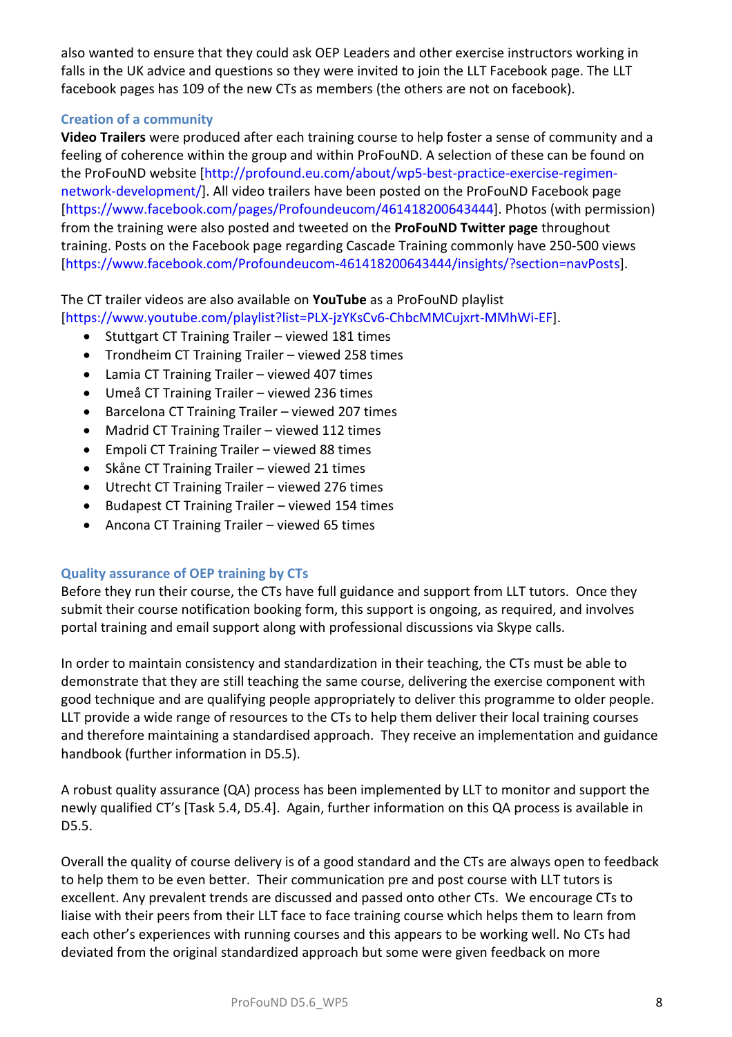also wanted to ensure that they could ask OEP Leaders and other exercise instructors working in falls in the UK advice and questions so they were invited to join the LLT Facebook page. The LLT facebook pages has 109 of the new CTs as members (the others are not on facebook).

### Creation of a community

**Video Trailers** were produced after each training course to help foster a sense of community and a feeling of coherence within the group and within ProFouND. A selection of these can be found on the ProFouND website [http://profound.eu.com/about/wp5-best-practice-exercise-regimen-network-development/]. All video trailers have been posted on the ProFouND Facebook page [https://www.facebook.com/pages/Profoundeucom/461418200643444]. Photos (with permission) from the training were also posted and tweeted on the **ProFouND Twitter page** throughout training. Posts on the Facebook page regarding Cascade Training commonly have 250-500 views [https://www.facebook.com/Profoundeucom-461418200643444/insights/?section=navPosts].

The CT trailer videos are also available on **YouTube** as a ProFouND playlist [https://www.youtube.com/playlist?list=PLX-jzYKsCv6-ChbcMMCujxrt-MMhWi-EF].

- Stuttgart CT Training Trailer – viewed 181 times
- Trondheim CT Training Trailer – viewed 258 times
- Lamia CT Training Trailer – viewed 407 times
- Umeå CT Training Trailer – viewed 236 times
- Barcelona CT Training Trailer – viewed 207 times
- Madrid CT Training Trailer – viewed 112 times
- Empoli CT Training Trailer – viewed 88 times
- Skåne CT Training Trailer – viewed 21 times
- Utrecht CT Training Trailer – viewed 276 times
- Budapest CT Training Trailer – viewed 154 times
- Ancona CT Training Trailer – viewed 65 times

### Quality assurance of OEP training by CTs

Before they run their course, the CTs have full guidance and support from LLT tutors. Once they submit their course notification booking form, this support is ongoing, as required, and involves portal training and email support along with professional discussions via Skype calls.

In order to maintain consistency and standardization in their teaching, the CTs must be able to demonstrate that they are still teaching the same course, delivering the exercise component with good technique and are qualifying people appropriately to deliver this programme to older people. LLT provide a wide range of resources to the CTs to help them deliver their local training courses and therefore maintaining a standardised approach. They receive an implementation and guidance handbook (further information in D5.5).

A robust quality assurance (QA) process has been implemented by LLT to monitor and support the newly qualified CT's [Task 5.4, D5.4]. Again, further information on this QA process is available in D5.5.

Overall the quality of course delivery is of a good standard and the CTs are always open to feedback to help them to be even better. Their communication pre and post course with LLT tutors is excellent. Any prevalent trends are discussed and passed onto other CTs. We encourage CTs to liaise with their peers from their LLT face to face training course which helps them to learn from each other's experiences with running courses and this appears to be working well. No CTs had deviated from the original standardized approach but some were given feedback on more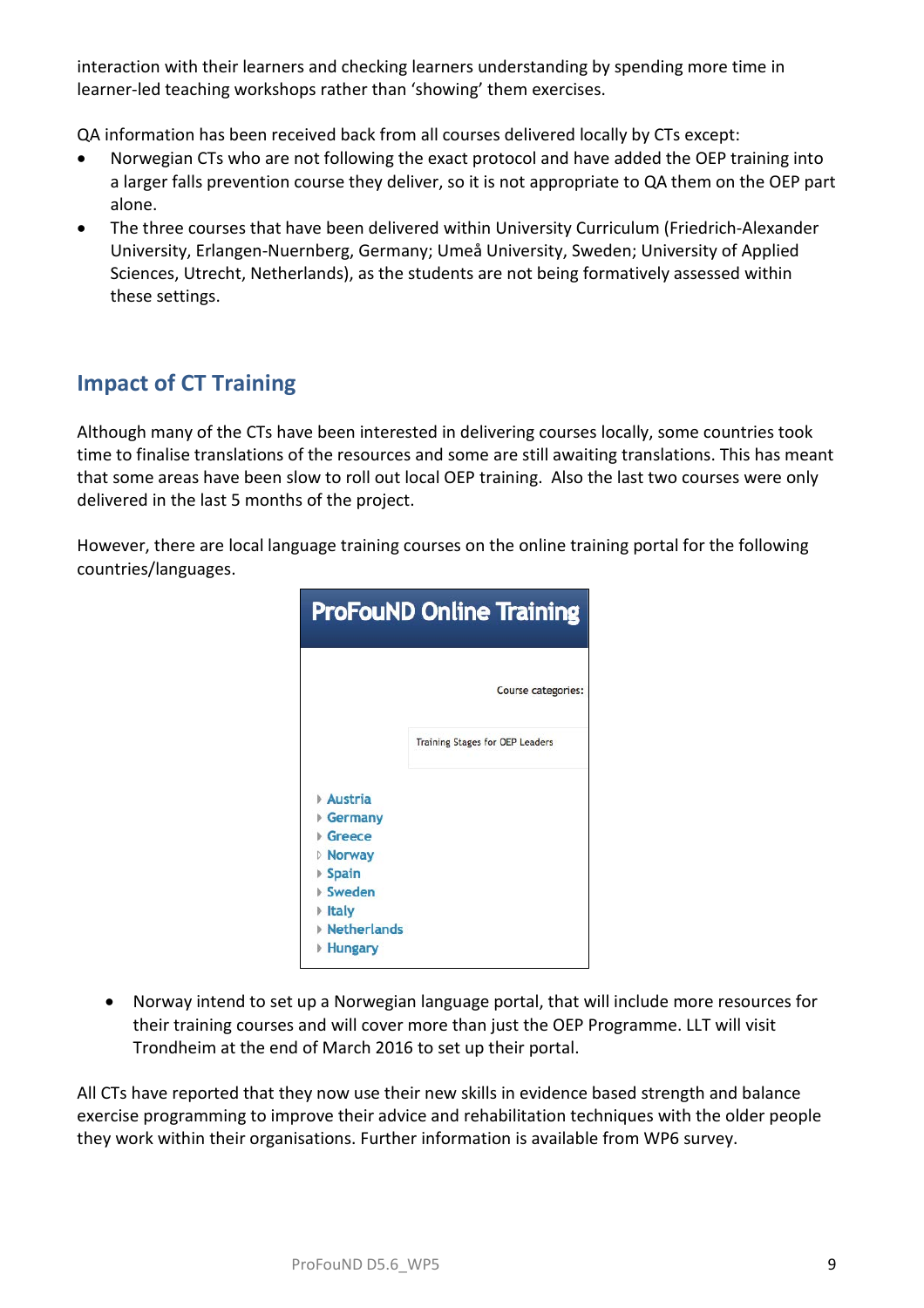interaction with their learners and checking learners understanding by spending more time in learner-led teaching workshops rather than 'showing' them exercises.

QA information has been received back from all courses delivered locally by CTs except:

- Norwegian CTs who are not following the exact protocol and have added the OEP training into a larger falls prevention course they deliver, so it is not appropriate to QA them on the OEP part alone.
- The three courses that have been delivered within University Curriculum (Friedrich-Alexander University, Erlangen-Nuernberg, Germany; Umeå University, Sweden; University of Applied Sciences, Utrecht, Netherlands), as the students are not being formatively assessed within these settings.

## Impact of CT Training

Although many of the CTs have been interested in delivering courses locally, some countries took time to finalise translations of the resources and some are still awaiting translations. This has meant that some areas have been slow to roll out local OEP training. Also the last two courses were only delivered in the last 5 months of the project.

However, there are local language training courses on the online training portal for the following countries/languages.

**ProFouND Online Training**

Course categories:

Training Stages for OEP Leaders

- Austria
- Germany
- Greece
- Norway
- Spain
- Sweden
- Italy
- Netherlands
- Hungary

- Norway intend to set up a Norwegian language portal, that will include more resources for their training courses and will cover more than just the OEP Programme. LLT will visit Trondheim at the end of March 2016 to set up their portal.

All CTs have reported that they now use their new skills in evidence based strength and balance exercise programming to improve their advice and rehabilitation techniques with the older people they work within their organisations. Further information is available from WP6 survey.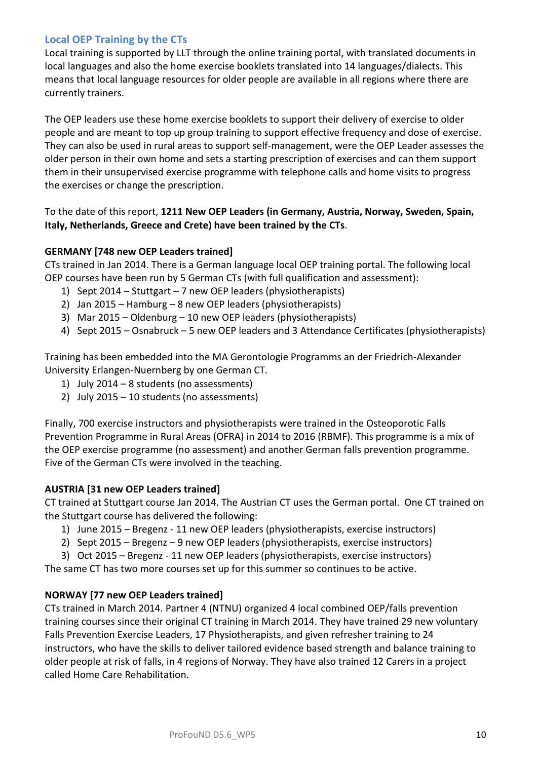## Local OEP Training by the CTs

Local training is supported by LLT through the online training portal, with translated documents in local languages and also the home exercise booklets translated into 14 languages/dialects. This means that local language resources for older people are available in all regions where there are currently trainers.

The OEP leaders use these home exercise booklets to support their delivery of exercise to older people and are meant to top up group training to support effective frequency and dose of exercise. They can also be used in rural areas to support self-management, were the OEP Leader assesses the older person in their own home and sets a starting prescription of exercises and can them support them in their unsupervised exercise programme with telephone calls and home visits to progress the exercises or change the prescription.

To the date of this report, **1211 New OEP Leaders (in Germany, Austria, Norway, Sweden, Spain, Italy, Netherlands, Greece and Crete) have been trained by the CTs**.

**GERMANY [748 new OEP Leaders trained]**

CTs trained in Jan 2014. There is a German language local OEP training portal. The following local OEP courses have been run by 5 German CTs (with full qualification and assessment):

1) Sept 2014 – Stuttgart – 7 new OEP leaders (physiotherapists)
2) Jan 2015 – Hamburg – 8 new OEP leaders (physiotherapists)
3) Mar 2015 – Oldenburg – 10 new OEP leaders (physiotherapists)
4) Sept 2015 – Osnabruck – 5 new OEP leaders and 3 Attendance Certificates (physiotherapists)

Training has been embedded into the MA Gerontologie Programms an der Friedrich-Alexander University Erlangen-Nuernberg by one German CT.

1) July 2014 – 8 students (no assessments)
2) July 2015 – 10 students (no assessments)

Finally, 700 exercise instructors and physiotherapists were trained in the Osteoporotic Falls Prevention Programme in Rural Areas (OFRA) in 2014 to 2016 (RBMF). This programme is a mix of the OEP exercise programme (no assessment) and another German falls prevention programme. Five of the German CTs were involved in the teaching.

**AUSTRIA [31 new OEP Leaders trained]**

CT trained at Stuttgart course Jan 2014. The Austrian CT uses the German portal. One CT trained on the Stuttgart course has delivered the following:

1) June 2015 – Bregenz - 11 new OEP leaders (physiotherapists, exercise instructors)
2) Sept 2015 – Bregenz – 9 new OEP leaders (physiotherapists, exercise instructors)
3) Oct 2015 – Bregenz - 11 new OEP leaders (physiotherapists, exercise instructors)

The same CT has two more courses set up for this summer so continues to be active.

**NORWAY [77 new OEP Leaders trained]**

CTs trained in March 2014. Partner 4 (NTNU) organized 4 local combined OEP/falls prevention training courses since their original CT training in March 2014. They have trained 29 new voluntary Falls Prevention Exercise Leaders, 17 Physiotherapists, and given refresher training to 24 instructors, who have the skills to deliver tailored evidence based strength and balance training to older people at risk of falls, in 4 regions of Norway. They have also trained 12 Carers in a project called Home Care Rehabilitation.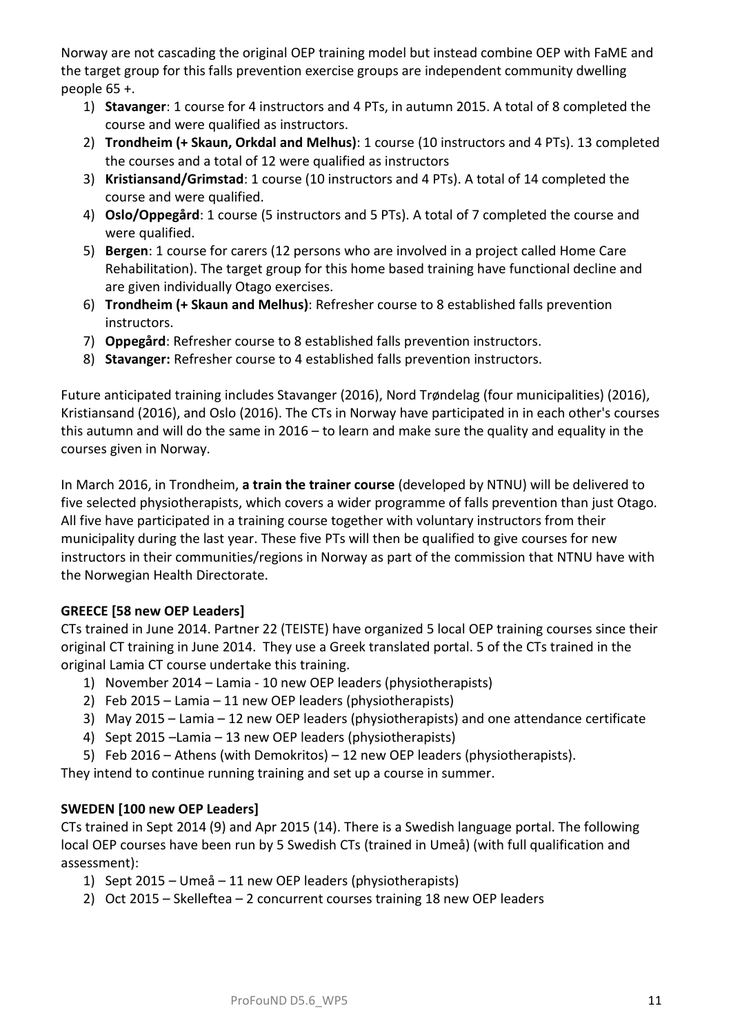Norway are not cascading the original OEP training model but instead combine OEP with FaME and the target group for this falls prevention exercise groups are independent community dwelling people 65 +.

1) **Stavanger**: 1 course for 4 instructors and 4 PTs, in autumn 2015. A total of 8 completed the course and were qualified as instructors.
2) **Trondheim (+ Skaun, Orkdal and Melhus)**: 1 course (10 instructors and 4 PTs). 13 completed the courses and a total of 12 were qualified as instructors
3) **Kristiansand/Grimstad**: 1 course (10 instructors and 4 PTs). A total of 14 completed the course and were qualified.
4) **Oslo/Oppegård**: 1 course (5 instructors and 5 PTs). A total of 7 completed the course and were qualified.
5) **Bergen**: 1 course for carers (12 persons who are involved in a project called Home Care Rehabilitation). The target group for this home based training have functional decline and are given individually Otago exercises.
6) **Trondheim (+ Skaun and Melhus)**: Refresher course to 8 established falls prevention instructors.
7) **Oppegård**: Refresher course to 8 established falls prevention instructors.
8) **Stavanger:** Refresher course to 4 established falls prevention instructors.

Future anticipated training includes Stavanger (2016), Nord Trøndelag (four municipalities) (2016), Kristiansand (2016), and Oslo (2016). The CTs in Norway have participated in in each other's courses this autumn and will do the same in 2016 – to learn and make sure the quality and equality in the courses given in Norway.

In March 2016, in Trondheim, **a train the trainer course** (developed by NTNU) will be delivered to five selected physiotherapists, which covers a wider programme of falls prevention than just Otago. All five have participated in a training course together with voluntary instructors from their municipality during the last year. These five PTs will then be qualified to give courses for new instructors in their communities/regions in Norway as part of the commission that NTNU have with the Norwegian Health Directorate.

**GREECE [58 new OEP Leaders]**

CTs trained in June 2014. Partner 22 (TEISTE) have organized 5 local OEP training courses since their original CT training in June 2014. They use a Greek translated portal. 5 of the CTs trained in the original Lamia CT course undertake this training.

1) November 2014 – Lamia - 10 new OEP leaders (physiotherapists)
2) Feb 2015 – Lamia – 11 new OEP leaders (physiotherapists)
3) May 2015 – Lamia – 12 new OEP leaders (physiotherapists) and one attendance certificate
4) Sept 2015 –Lamia – 13 new OEP leaders (physiotherapists)
5) Feb 2016 – Athens (with Demokritos) – 12 new OEP leaders (physiotherapists).

They intend to continue running training and set up a course in summer.

**SWEDEN [100 new OEP Leaders]**

CTs trained in Sept 2014 (9) and Apr 2015 (14). There is a Swedish language portal. The following local OEP courses have been run by 5 Swedish CTs (trained in Umeå) (with full qualification and assessment):

1) Sept 2015 – Umeå – 11 new OEP leaders (physiotherapists)
2) Oct 2015 – Skelleftea – 2 concurrent courses training 18 new OEP leaders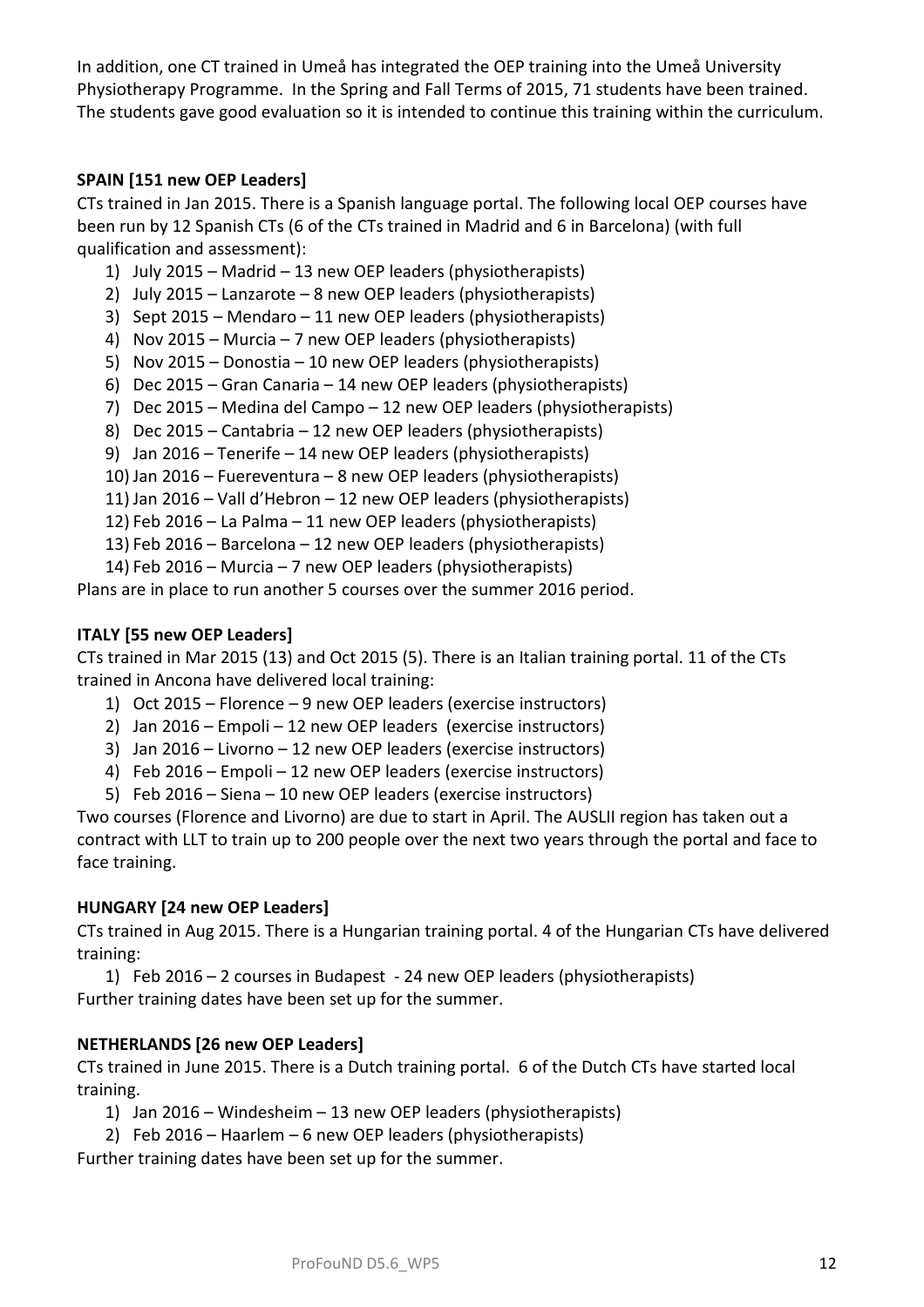In addition, one CT trained in Umeå has integrated the OEP training into the Umeå University Physiotherapy Programme. In the Spring and Fall Terms of 2015, 71 students have been trained. The students gave good evaluation so it is intended to continue this training within the curriculum.

**SPAIN [151 new OEP Leaders]**

CTs trained in Jan 2015. There is a Spanish language portal. The following local OEP courses have been run by 12 Spanish CTs (6 of the CTs trained in Madrid and 6 in Barcelona) (with full qualification and assessment):

1) July 2015 – Madrid – 13 new OEP leaders (physiotherapists)
2) July 2015 – Lanzarote – 8 new OEP leaders (physiotherapists)
3) Sept 2015 – Mendaro – 11 new OEP leaders (physiotherapists)
4) Nov 2015 – Murcia – 7 new OEP leaders (physiotherapists)
5) Nov 2015 – Donostia – 10 new OEP leaders (physiotherapists)
6) Dec 2015 – Gran Canaria – 14 new OEP leaders (physiotherapists)
7) Dec 2015 – Medina del Campo – 12 new OEP leaders (physiotherapists)
8) Dec 2015 – Cantabria – 12 new OEP leaders (physiotherapists)
9) Jan 2016 – Tenerife – 14 new OEP leaders (physiotherapists)
10) Jan 2016 – Fuereventura – 8 new OEP leaders (physiotherapists)
11) Jan 2016 – Vall d'Hebron – 12 new OEP leaders (physiotherapists)
12) Feb 2016 – La Palma – 11 new OEP leaders (physiotherapists)
13) Feb 2016 – Barcelona – 12 new OEP leaders (physiotherapists)
14) Feb 2016 – Murcia – 7 new OEP leaders (physiotherapists)

Plans are in place to run another 5 courses over the summer 2016 period.

**ITALY [55 new OEP Leaders]**

CTs trained in Mar 2015 (13) and Oct 2015 (5). There is an Italian training portal. 11 of the CTs trained in Ancona have delivered local training:

1) Oct 2015 – Florence – 9 new OEP leaders (exercise instructors)
2) Jan 2016 – Empoli – 12 new OEP leaders (exercise instructors)
3) Jan 2016 – Livorno – 12 new OEP leaders (exercise instructors)
4) Feb 2016 – Empoli – 12 new OEP leaders (exercise instructors)
5) Feb 2016 – Siena – 10 new OEP leaders (exercise instructors)

Two courses (Florence and Livorno) are due to start in April. The AUSLII region has taken out a contract with LLT to train up to 200 people over the next two years through the portal and face to face training.

**HUNGARY [24 new OEP Leaders]**

CTs trained in Aug 2015. There is a Hungarian training portal. 4 of the Hungarian CTs have delivered training:

1) Feb 2016 – 2 courses in Budapest - 24 new OEP leaders (physiotherapists)

Further training dates have been set up for the summer.

**NETHERLANDS [26 new OEP Leaders]**

CTs trained in June 2015. There is a Dutch training portal. 6 of the Dutch CTs have started local training.

1) Jan 2016 – Windesheim – 13 new OEP leaders (physiotherapists)
2) Feb 2016 – Haarlem – 6 new OEP leaders (physiotherapists)

Further training dates have been set up for the summer.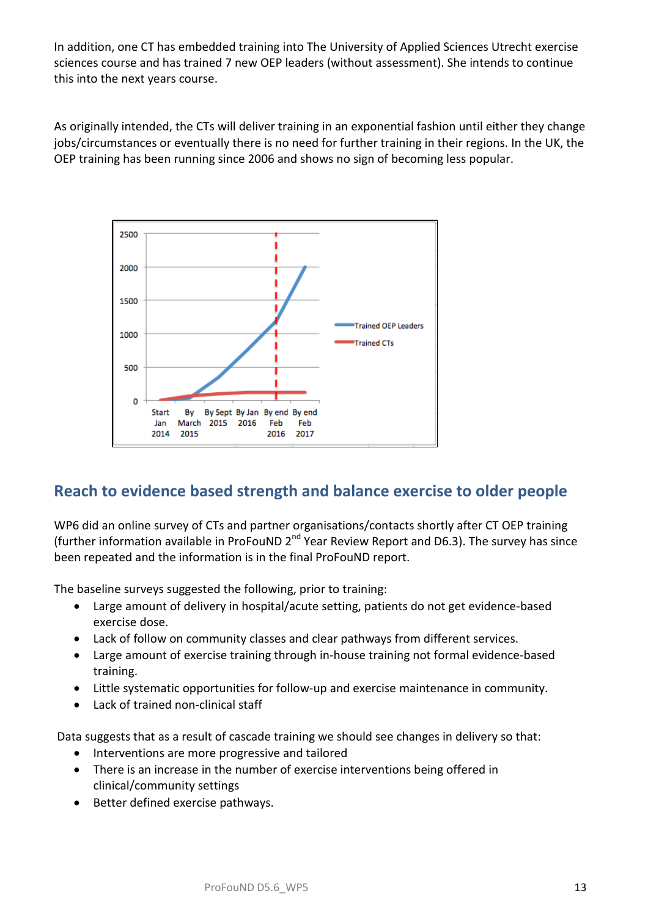In addition, one CT has embedded training into The University of Applied Sciences Utrecht exercise sciences course and has trained 7 new OEP leaders (without assessment). She intends to continue this into the next years course.

As originally intended, the CTs will deliver training in an exponential fashion until either they change jobs/circumstances or eventually there is no need for further training in their regions. In the UK, the OEP training has been running since 2006 and shows no sign of becoming less popular.

## Reach to evidence based strength and balance exercise to older people

WP6 did an online survey of CTs and partner organisations/contacts shortly after CT OEP training (further information available in ProFouND 2nd Year Review Report and D6.3). The survey has since been repeated and the information is in the final ProFouND report.

The baseline surveys suggested the following, prior to training:

- Large amount of delivery in hospital/acute setting, patients do not get evidence-based exercise dose.
- Lack of follow on community classes and clear pathways from different services.
- Large amount of exercise training through in-house training not formal evidence-based training.
- Little systematic opportunities for follow-up and exercise maintenance in community.
- Lack of trained non-clinical staff

Data suggests that as a result of cascade training we should see changes in delivery so that:

- Interventions are more progressive and tailored
- There is an increase in the number of exercise interventions being offered in clinical/community settings
- Better defined exercise pathways.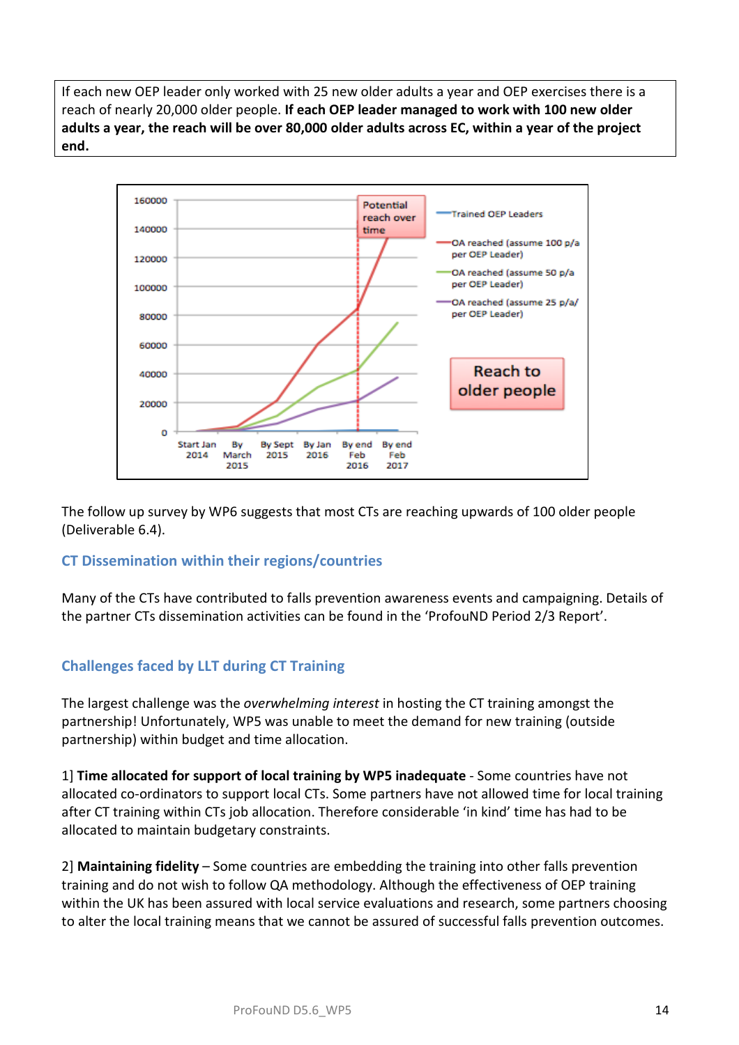If each new OEP leader only worked with 25 new older adults a year and OEP exercises there is a reach of nearly 20,000 older people. **If each OEP leader managed to work with 100 new older adults a year, the reach will be over 80,000 older adults across EC, within a year of the project end.**

The follow up survey by WP6 suggests that most CTs are reaching upwards of 100 older people (Deliverable 6.4).

## CT Dissemination within their regions/countries

Many of the CTs have contributed to falls prevention awareness events and campaigning. Details of the partner CTs dissemination activities can be found in the 'ProfouND Period 2/3 Report'.

## Challenges faced by LLT during CT Training

The largest challenge was the *overwhelming interest* in hosting the CT training amongst the partnership! Unfortunately, WP5 was unable to meet the demand for new training (outside partnership) within budget and time allocation.

1] **Time allocated for support of local training by WP5 inadequate** - Some countries have not allocated co-ordinators to support local CTs. Some partners have not allowed time for local training after CT training within CTs job allocation. Therefore considerable 'in kind' time has had to be allocated to maintain budgetary constraints.

2] **Maintaining fidelity** – Some countries are embedding the training into other falls prevention training and do not wish to follow QA methodology. Although the effectiveness of OEP training within the UK has been assured with local service evaluations and research, some partners choosing to alter the local training means that we cannot be assured of successful falls prevention outcomes.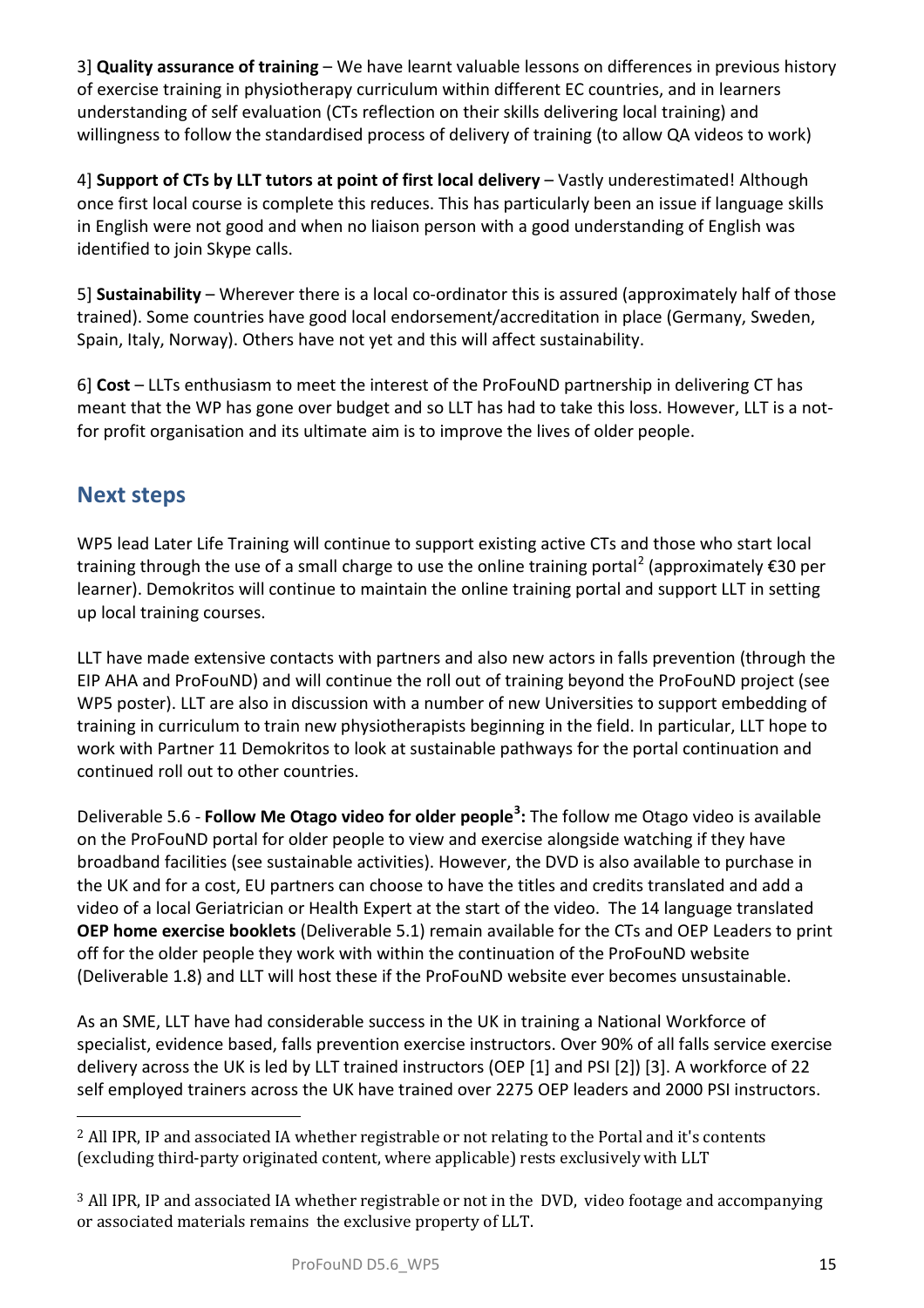3] **Quality assurance of training** – We have learnt valuable lessons on differences in previous history of exercise training in physiotherapy curriculum within different EC countries, and in learners understanding of self evaluation (CTs reflection on their skills delivering local training) and willingness to follow the standardised process of delivery of training (to allow QA videos to work)

4] **Support of CTs by LLT tutors at point of first local delivery** – Vastly underestimated! Although once first local course is complete this reduces. This has particularly been an issue if language skills in English were not good and when no liaison person with a good understanding of English was identified to join Skype calls.

5] **Sustainability** – Wherever there is a local co-ordinator this is assured (approximately half of those trained). Some countries have good local endorsement/accreditation in place (Germany, Sweden, Spain, Italy, Norway). Others have not yet and this will affect sustainability.

6] **Cost** – LLTs enthusiasm to meet the interest of the ProFouND partnership in delivering CT has meant that the WP has gone over budget and so LLT has had to take this loss. However, LLT is a not-for profit organisation and its ultimate aim is to improve the lives of older people.

## Next steps

WP5 lead Later Life Training will continue to support existing active CTs and those who start local training through the use of a small charge to use the online training portal[2] (approximately €30 per learner). Demokritos will continue to maintain the online training portal and support LLT in setting up local training courses.

LLT have made extensive contacts with partners and also new actors in falls prevention (through the EIP AHA and ProFouND) and will continue the roll out of training beyond the ProFouND project (see WP5 poster). LLT are also in discussion with a number of new Universities to support embedding of training in curriculum to train new physiotherapists beginning in the field. In particular, LLT hope to work with Partner 11 Demokritos to look at sustainable pathways for the portal continuation and continued roll out to other countries.

Deliverable 5.6 - **Follow Me Otago video for older people[3]:** The follow me Otago video is available on the ProFouND portal for older people to view and exercise alongside watching if they have broadband facilities (see sustainable activities). However, the DVD is also available to purchase in the UK and for a cost, EU partners can choose to have the titles and credits translated and add a video of a local Geriatrician or Health Expert at the start of the video. The 14 language translated **OEP home exercise booklets** (Deliverable 5.1) remain available for the CTs and OEP Leaders to print off for the older people they work with within the continuation of the ProFouND website (Deliverable 1.8) and LLT will host these if the ProFouND website ever becomes unsustainable.

As an SME, LLT have had considerable success in the UK in training a National Workforce of specialist, evidence based, falls prevention exercise instructors. Over 90% of all falls service exercise delivery across the UK is led by LLT trained instructors (OEP [1] and PSI [2]) [3]. A workforce of 22 self employed trainers across the UK have trained over 2275 OEP leaders and 2000 PSI instructors.

---

[2] All IPR, IP and associated IA whether registrable or not relating to the Portal and it's contents (excluding third-party originated content, where applicable) rests exclusively with LLT

[3] All IPR, IP and associated IA whether registrable or not in the DVD, video footage and accompanying or associated materials remains the exclusive property of LLT.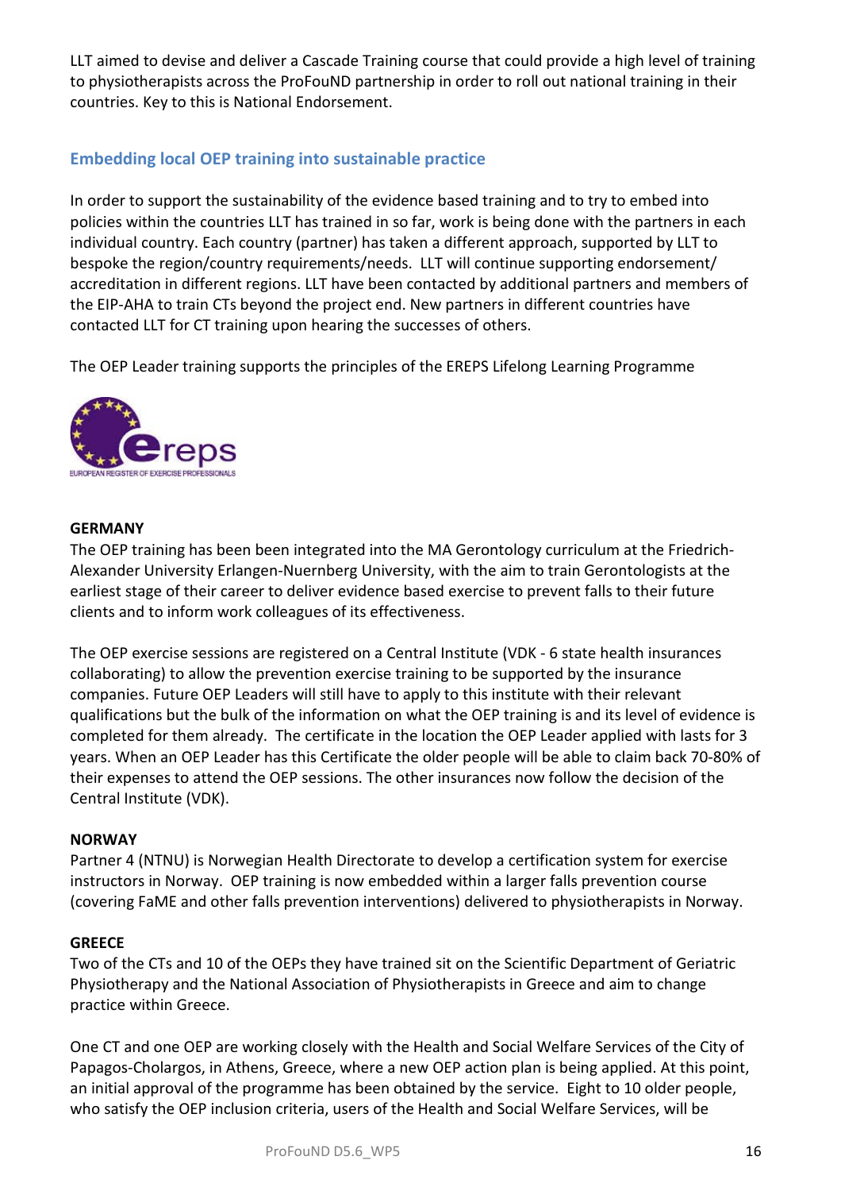LLT aimed to devise and deliver a Cascade Training course that could provide a high level of training to physiotherapists across the ProFouND partnership in order to roll out national training in their countries. Key to this is National Endorsement.

## Embedding local OEP training into sustainable practice

In order to support the sustainability of the evidence based training and to try to embed into policies within the countries LLT has trained in so far, work is being done with the partners in each individual country. Each country (partner) has taken a different approach, supported by LLT to bespoke the region/country requirements/needs. LLT will continue supporting endorsement/ accreditation in different regions. LLT have been contacted by additional partners and members of the EIP-AHA to train CTs beyond the project end. New partners in different countries have contacted LLT for CT training upon hearing the successes of others.

The OEP Leader training supports the principles of the EREPS Lifelong Learning Programme

ereps
EUROPEAN REGISTER OF EXERCISE PROFESSIONALS

**GERMANY**

The OEP training has been been integrated into the MA Gerontology curriculum at the Friedrich-Alexander University Erlangen-Nuernberg University, with the aim to train Gerontologists at the earliest stage of their career to deliver evidence based exercise to prevent falls to their future clients and to inform work colleagues of its effectiveness.

The OEP exercise sessions are registered on a Central Institute (VDK - 6 state health insurances collaborating) to allow the prevention exercise training to be supported by the insurance companies. Future OEP Leaders will still have to apply to this institute with their relevant qualifications but the bulk of the information on what the OEP training is and its level of evidence is completed for them already. The certificate in the location the OEP Leader applied with lasts for 3 years. When an OEP Leader has this Certificate the older people will be able to claim back 70-80% of their expenses to attend the OEP sessions. The other insurances now follow the decision of the Central Institute (VDK).

**NORWAY**

Partner 4 (NTNU) is Norwegian Health Directorate to develop a certification system for exercise instructors in Norway. OEP training is now embedded within a larger falls prevention course (covering FaME and other falls prevention interventions) delivered to physiotherapists in Norway.

**GREECE**

Two of the CTs and 10 of the OEPs they have trained sit on the Scientific Department of Geriatric Physiotherapy and the National Association of Physiotherapists in Greece and aim to change practice within Greece.

One CT and one OEP are working closely with the Health and Social Welfare Services of the City of Papagos-Cholargos, in Athens, Greece, where a new OEP action plan is being applied. At this point, an initial approval of the programme has been obtained by the service. Eight to 10 older people, who satisfy the OEP inclusion criteria, users of the Health and Social Welfare Services, will be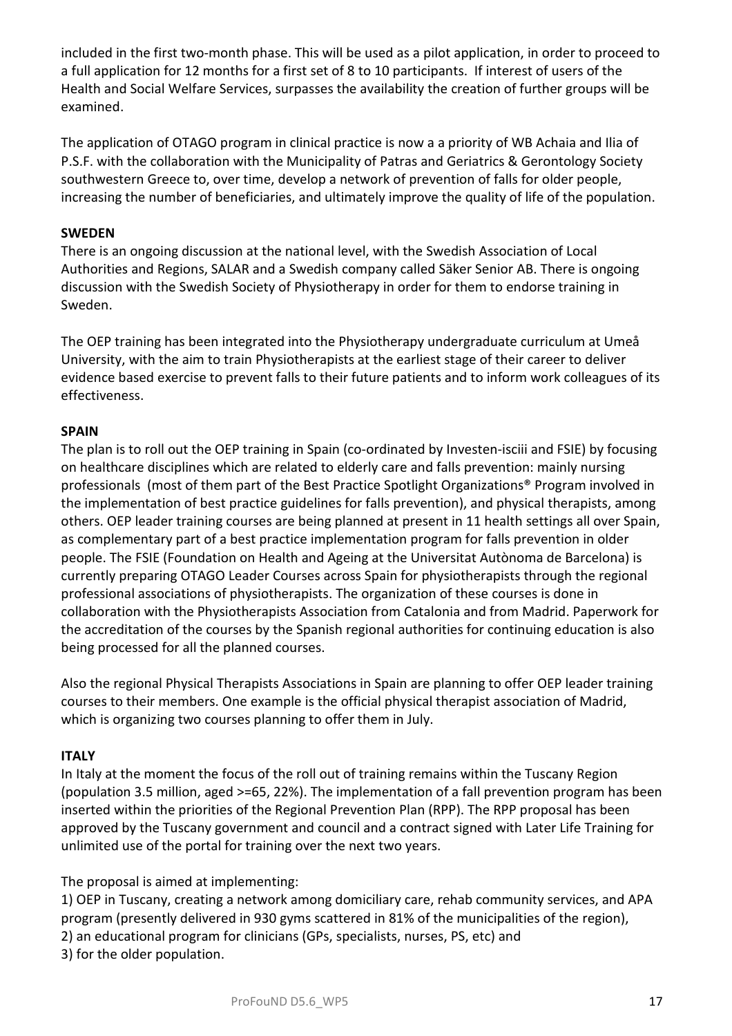included in the first two-month phase. This will be used as a pilot application, in order to proceed to a full application for 12 months for a first set of 8 to 10 participants. If interest of users of the Health and Social Welfare Services, surpasses the availability the creation of further groups will be examined.

The application of OTAGO program in clinical practice is now a a priority of WB Achaia and Ilia of P.S.F. with the collaboration with the Municipality of Patras and Geriatrics & Gerontology Society southwestern Greece to, over time, develop a network of prevention of falls for older people, increasing the number of beneficiaries, and ultimately improve the quality of life of the population.

**SWEDEN**

There is an ongoing discussion at the national level, with the Swedish Association of Local Authorities and Regions, SALAR and a Swedish company called Säker Senior AB. There is ongoing discussion with the Swedish Society of Physiotherapy in order for them to endorse training in Sweden.

The OEP training has been integrated into the Physiotherapy undergraduate curriculum at Umeå University, with the aim to train Physiotherapists at the earliest stage of their career to deliver evidence based exercise to prevent falls to their future patients and to inform work colleagues of its effectiveness.

**SPAIN**

The plan is to roll out the OEP training in Spain (co-ordinated by Investen-isciii and FSIE) by focusing on healthcare disciplines which are related to elderly care and falls prevention: mainly nursing professionals (most of them part of the Best Practice Spotlight Organizations® Program involved in the implementation of best practice guidelines for falls prevention), and physical therapists, among others. OEP leader training courses are being planned at present in 11 health settings all over Spain, as complementary part of a best practice implementation program for falls prevention in older people. The FSIE (Foundation on Health and Ageing at the Universitat Autònoma de Barcelona) is currently preparing OTAGO Leader Courses across Spain for physiotherapists through the regional professional associations of physiotherapists. The organization of these courses is done in collaboration with the Physiotherapists Association from Catalonia and from Madrid. Paperwork for the accreditation of the courses by the Spanish regional authorities for continuing education is also being processed for all the planned courses.

Also the regional Physical Therapists Associations in Spain are planning to offer OEP leader training courses to their members. One example is the official physical therapist association of Madrid, which is organizing two courses planning to offer them in July.

**ITALY**

In Italy at the moment the focus of the roll out of training remains within the Tuscany Region (population 3.5 million, aged >=65, 22%). The implementation of a fall prevention program has been inserted within the priorities of the Regional Prevention Plan (RPP). The RPP proposal has been approved by the Tuscany government and council and a contract signed with Later Life Training for unlimited use of the portal for training over the next two years.

The proposal is aimed at implementing:

1) OEP in Tuscany, creating a network among domiciliary care, rehab community services, and APA program (presently delivered in 930 gyms scattered in 81% of the municipalities of the region),
2) an educational program for clinicians (GPs, specialists, nurses, PS, etc) and
3) for the older population.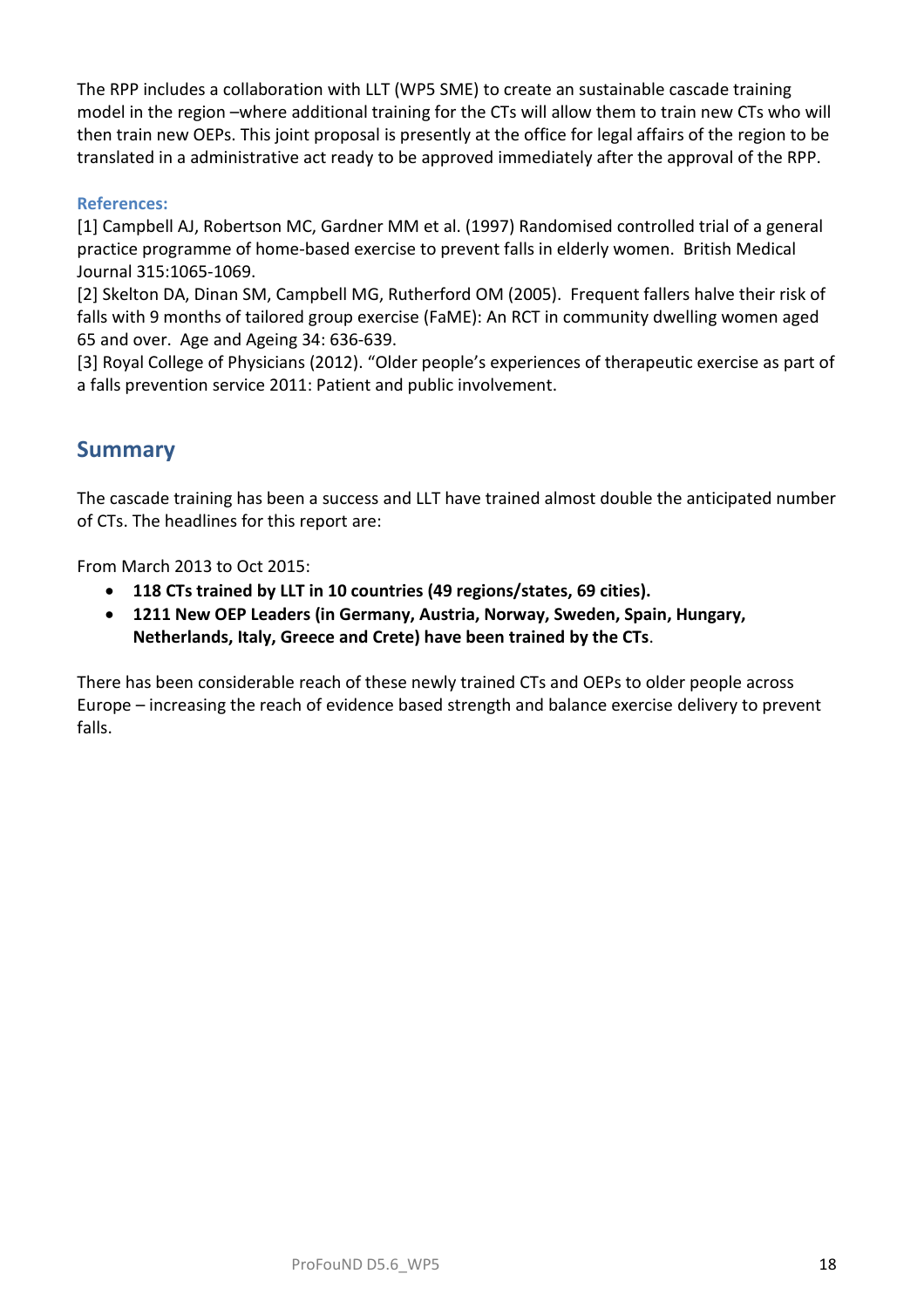The RPP includes a collaboration with LLT (WP5 SME) to create an sustainable cascade training model in the region –where additional training for the CTs will allow them to train new CTs who will then train new OEPs. This joint proposal is presently at the office for legal affairs of the region to be translated in a administrative act ready to be approved immediately after the approval of the RPP.

**References:**

[1] Campbell AJ, Robertson MC, Gardner MM et al. (1997) Randomised controlled trial of a general practice programme of home-based exercise to prevent falls in elderly women. British Medical Journal 315:1065-1069.

[2] Skelton DA, Dinan SM, Campbell MG, Rutherford OM (2005). Frequent fallers halve their risk of falls with 9 months of tailored group exercise (FaME): An RCT in community dwelling women aged 65 and over. Age and Ageing 34: 636-639.

[3] Royal College of Physicians (2012). "Older people's experiences of therapeutic exercise as part of a falls prevention service 2011: Patient and public involvement.

## Summary

The cascade training has been a success and LLT have trained almost double the anticipated number of CTs. The headlines for this report are:

From March 2013 to Oct 2015:

- **118 CTs trained by LLT in 10 countries (49 regions/states, 69 cities).**
- **1211 New OEP Leaders (in Germany, Austria, Norway, Sweden, Spain, Hungary, Netherlands, Italy, Greece and Crete) have been trained by the CTs**.

There has been considerable reach of these newly trained CTs and OEPs to older people across Europe – increasing the reach of evidence based strength and balance exercise delivery to prevent falls.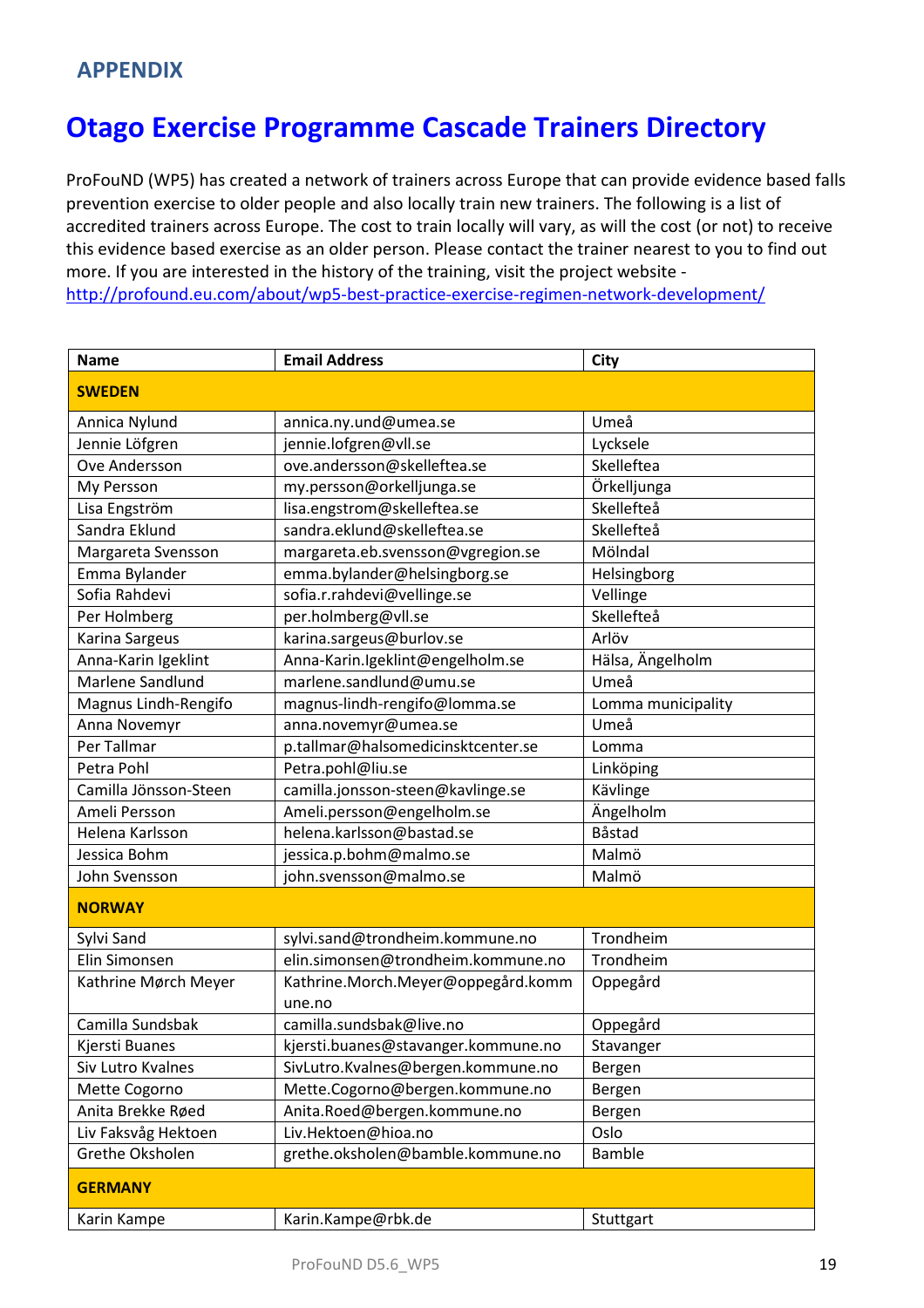## APPENDIX

# Otago Exercise Programme Cascade Trainers Directory

ProFouND (WP5) has created a network of trainers across Europe that can provide evidence based falls prevention exercise to older people and also locally train new trainers. The following is a list of accredited trainers across Europe. The cost to train locally will vary, as will the cost (or not) to receive this evidence based exercise as an older person. Please contact the trainer nearest to you to find out more. If you are interested in the history of the training, visit the project website - http://profound.eu.com/about/wp5-best-practice-exercise-regimen-network-development/

| Name | Email Address | City |
|---|---|---|
| **SWEDEN** | | |
| Annica Nylund | annica.ny.und@umea.se | Umeå |
| Jennie Löfgren | jennie.lofgren@vll.se | Lycksele |
| Ove Andersson | ove.andersson@skelleftea.se | Skelleftea |
| My Persson | my.persson@orkelljunga.se | Örkelljunga |
| Lisa Engström | lisa.engstrom@skelleftea.se | Skellefteå |
| Sandra Eklund | sandra.eklund@skelleftea.se | Skellefteå |
| Margareta Svensson | margareta.eb.svensson@vgregion.se | Mölndal |
| Emma Bylander | emma.bylander@helsingborg.se | Helsingborg |
| Sofia Rahdevi | sofia.r.rahdevi@vellinge.se | Vellinge |
| Per Holmberg | per.holmberg@vll.se | Skellefteå |
| Karina Sargeus | karina.sargeus@burlov.se | Arlöv |
| Anna-Karin Igeklint | Anna-Karin.Igeklint@engelholm.se | Hälsa, Ängelholm |
| Marlene Sandlund | marlene.sandlund@umu.se | Umeå |
| Magnus Lindh-Rengifo | magnus-lindh-rengifo@lomma.se | Lomma municipality |
| Anna Novemyr | anna.novemyr@umea.se | Umeå |
| Per Tallmar | p.tallmar@halsomedicinsktcenter.se | Lomma |
| Petra Pohl | Petra.pohl@liu.se | Linköping |
| Camilla Jönsson-Steen | camilla.jonsson-steen@kavlinge.se | Kävlinge |
| Ameli Persson | Ameli.persson@engelholm.se | Ängelholm |
| Helena Karlsson | helena.karlsson@bastad.se | Båstad |
| Jessica Bohm | jessica.p.bohm@malmo.se | Malmö |
| John Svensson | john.svensson@malmo.se | Malmö |
| **NORWAY** | | |
| Sylvi Sand | sylvi.sand@trondheim.kommune.no | Trondheim |
| Elin Simonsen | elin.simonsen@trondheim.kommune.no | Trondheim |
| Kathrine Mørch Meyer | Kathrine.Morch.Meyer@oppegård.kommune.no | Oppegård |
| Camilla Sundsbak | camilla.sundsbak@live.no | Oppegård |
| Kjersti Buanes | kjersti.buanes@stavanger.kommune.no | Stavanger |
| Siv Lutro Kvalnes | SivLutro.Kvalnes@bergen.kommune.no | Bergen |
| Mette Cogorno | Mette.Cogorno@bergen.kommune.no | Bergen |
| Anita Brekke Røed | Anita.Roed@bergen.kommune.no | Bergen |
| Liv Faksvåg Hektoen | Liv.Hektoen@hioa.no | Oslo |
| Grethe Oksholen | grethe.oksholen@bamble.kommune.no | Bamble |
| **GERMANY** | | |
| Karin Kampe | Karin.Kampe@rbk.de | Stuttgart |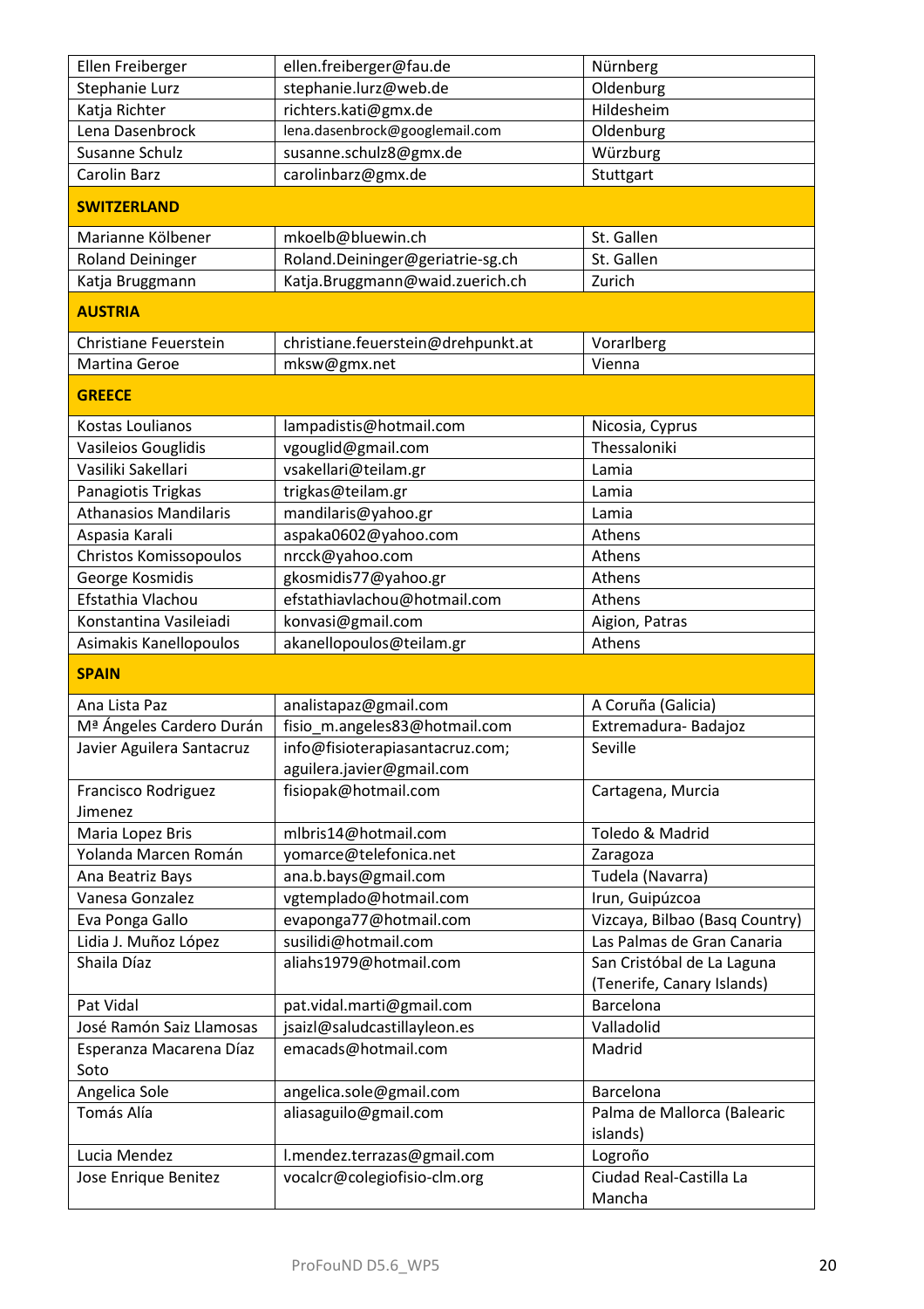| | | |
|---|---|---|
| Ellen Freiberger | ellen.freiberger@fau.de | Nürnberg |
| Stephanie Lurz | stephanie.lurz@web.de | Oldenburg |
| Katja Richter | richters.kati@gmx.de | Hildesheim |
| Lena Dasenbrock | lena.dasenbrock@googlemail.com | Oldenburg |
| Susanne Schulz | susanne.schulz8@gmx.de | Würzburg |
| Carolin Barz | carolinbarz@gmx.de | Stuttgart |
| **SWITZERLAND** | | |
| Marianne Kölbener | mkoelb@bluewin.ch | St. Gallen |
| Roland Deininger | Roland.Deininger@geriatrie-sg.ch | St. Gallen |
| Katja Bruggmann | Katja.Bruggmann@waid.zuerich.ch | Zurich |
| **AUSTRIA** | | |
| Christiane Feuerstein | christiane.feuerstein@drehpunkt.at | Vorarlberg |
| Martina Geroe | mksw@gmx.net | Vienna |
| **GREECE** | | |
| Kostas Loulianos | lampadistis@hotmail.com | Nicosia, Cyprus |
| Vasileios Gouglidis | vgouglid@gmail.com | Thessaloniki |
| Vasiliki Sakellari | vsakellari@teilam.gr | Lamia |
| Panagiotis Trigkas | trigkas@teilam.gr | Lamia |
| Athanasios Mandilaris | mandilaris@yahoo.gr | Lamia |
| Aspasia Karali | aspaka0602@yahoo.com | Athens |
| Christos Komissopoulos | nrcck@yahoo.com | Athens |
| George Kosmidis | gkosmidis77@yahoo.gr | Athens |
| Efstathia Vlachou | efstathiavlachou@hotmail.com | Athens |
| Konstantina Vasileiadi | konvasi@gmail.com | Aigion, Patras |
| Asimakis Kanellopoulos | akanellopoulos@teilam.gr | Athens |
| **SPAIN** | | |
| Ana Lista Paz | analistapaz@gmail.com | A Coruña (Galicia) |
| Mª Ángeles Cardero Durán | fisio_m.angeles83@hotmail.com | Extremadura- Badajoz |
| Javier Aguilera Santacruz | info@fisioterapiasantacruz.com; aguilera.javier@gmail.com | Seville |
| Francisco Rodriguez Jimenez | fisiopak@hotmail.com | Cartagena, Murcia |
| Maria Lopez Bris | mlbris14@hotmail.com | Toledo & Madrid |
| Yolanda Marcen Román | yomarce@telefonica.net | Zaragoza |
| Ana Beatriz Bays | ana.b.bays@gmail.com | Tudela (Navarra) |
| Vanesa Gonzalez | vgtemplado@hotmail.com | Irun, Guipúzcoa |
| Eva Ponga Gallo | evaponga77@hotmail.com | Vizcaya, Bilbao (Basq Country) |
| Lidia J. Muñoz López | susilidi@hotmail.com | Las Palmas de Gran Canaria |
| Shaila Díaz | aliahs1979@hotmail.com | San Cristóbal de La Laguna (Tenerife, Canary Islands) |
| Pat Vidal | pat.vidal.marti@gmail.com | Barcelona |
| José Ramón Saiz Llamosas | jsaizl@saludcastillayleon.es | Valladolid |
| Esperanza Macarena Díaz Soto | emacads@hotmail.com | Madrid |
| Angelica Sole | angelica.sole@gmail.com | Barcelona |
| Tomás Alía | aliasaguilo@gmail.com | Palma de Mallorca (Balearic islands) |
| Lucia Mendez | l.mendez.terrazas@gmail.com | Logroño |
| Jose Enrique Benitez | vocalcr@colegiofisio-clm.org | Ciudad Real-Castilla La Mancha |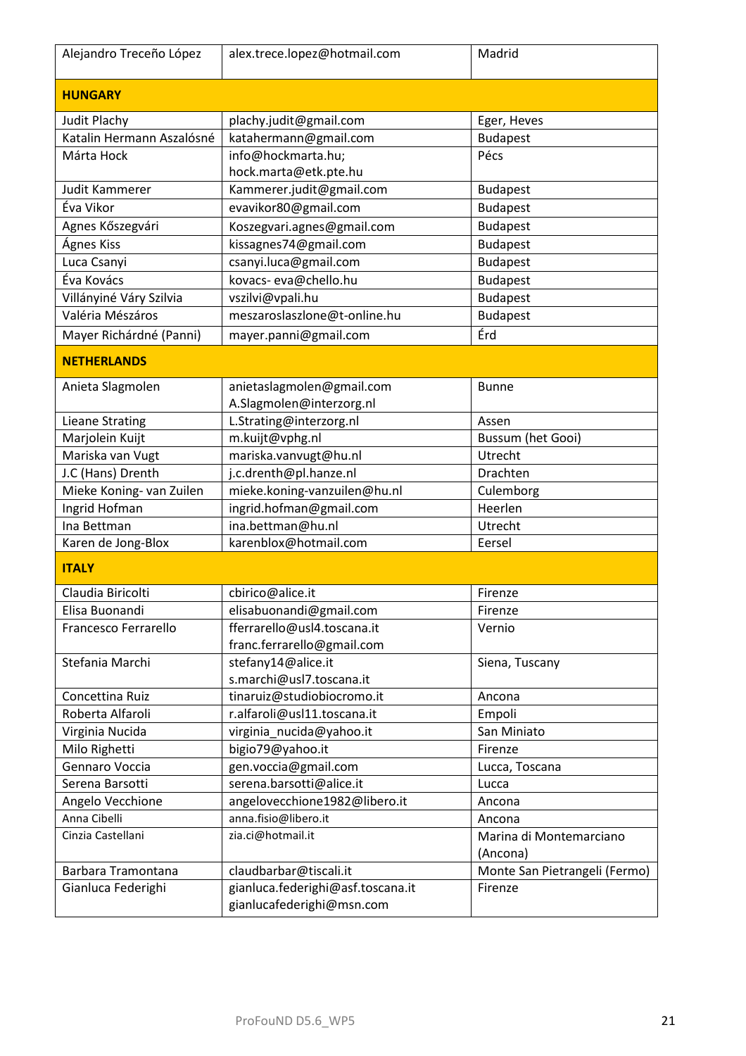| | | |
|---|---|---|
| Alejandro Treceño López | alex.trece.lopez@hotmail.com | Madrid |
| **HUNGARY** | | |
| Judit Plachy | plachy.judit@gmail.com | Eger, Heves |
| Katalin Hermann Aszalósné | katahermann@gmail.com | Budapest |
| Márta Hock | info@hockmarta.hu; hock.marta@etk.pte.hu | Pécs |
| Judit Kammerer | Kammerer.judit@gmail.com | Budapest |
| Éva Vikor | evavikor80@gmail.com | Budapest |
| Agnes Kőszegvári | Koszegvari.agnes@gmail.com | Budapest |
| Ágnes Kiss | kissagnes74@gmail.com | Budapest |
| Luca Csanyi | csanyi.luca@gmail.com | Budapest |
| Éva Kovács | kovacs- eva@chello.hu | Budapest |
| Villányiné Váry Szilvia | vszilvi@vpali.hu | Budapest |
| Valéria Mészáros | meszaroslaszlone@t-online.hu | Budapest |
| Mayer Richárdné (Panni) | mayer.panni@gmail.com | Érd |
| **NETHERLANDS** | | |
| Anieta Slagmolen | anietaslagmolen@gmail.com A.Slagmolen@interzorg.nl | Bunne |
| Lieane Strating | L.Strating@interzorg.nl | Assen |
| Marjolein Kuijt | m.kuijt@vphg.nl | Bussum (het Gooi) |
| Mariska van Vugt | mariska.vanvugt@hu.nl | Utrecht |
| J.C (Hans) Drenth | j.c.drenth@pl.hanze.nl | Drachten |
| Mieke Koning- van Zuilen | mieke.koning-vanzuilen@hu.nl | Culemborg |
| Ingrid Hofman | ingrid.hofman@gmail.com | Heerlen |
| Ina Bettman | ina.bettman@hu.nl | Utrecht |
| Karen de Jong-Blox | karenblox@hotmail.com | Eersel |
| **ITALY** | | |
| Claudia Biricolti | cbirico@alice.it | Firenze |
| Elisa Buonandi | elisabuonandi@gmail.com | Firenze |
| Francesco Ferrarello | fferrarello@usl4.toscana.it franc.ferrarello@gmail.com | Vernio |
| Stefania Marchi | stefany14@alice.it s.marchi@usl7.toscana.it | Siena, Tuscany |
| Concettina Ruiz | tinaruiz@studiobiocromo.it | Ancona |
| Roberta Alfaroli | r.alfaroli@usl11.toscana.it | Empoli |
| Virginia Nucida | virginia_nucida@yahoo.it | San Miniato |
| Milo Righetti | bigio79@yahoo.it | Firenze |
| Gennaro Voccia | gen.voccia@gmail.com | Lucca, Toscana |
| Serena Barsotti | serena.barsotti@alice.it | Lucca |
| Angelo Vecchione | angelovecchione1982@libero.it | Ancona |
| Anna Cibelli | anna.fisio@libero.it | Ancona |
| Cinzia Castellani | zia.ci@hotmail.it | Marina di Montemarciano (Ancona) |
| Barbara Tramontana | claudbarbar@tiscali.it | Monte San Pietrangeli (Fermo) |
| Gianluca Federighi | gianluca.federighi@asf.toscana.it gianlucafederighi@msn.com | Firenze |